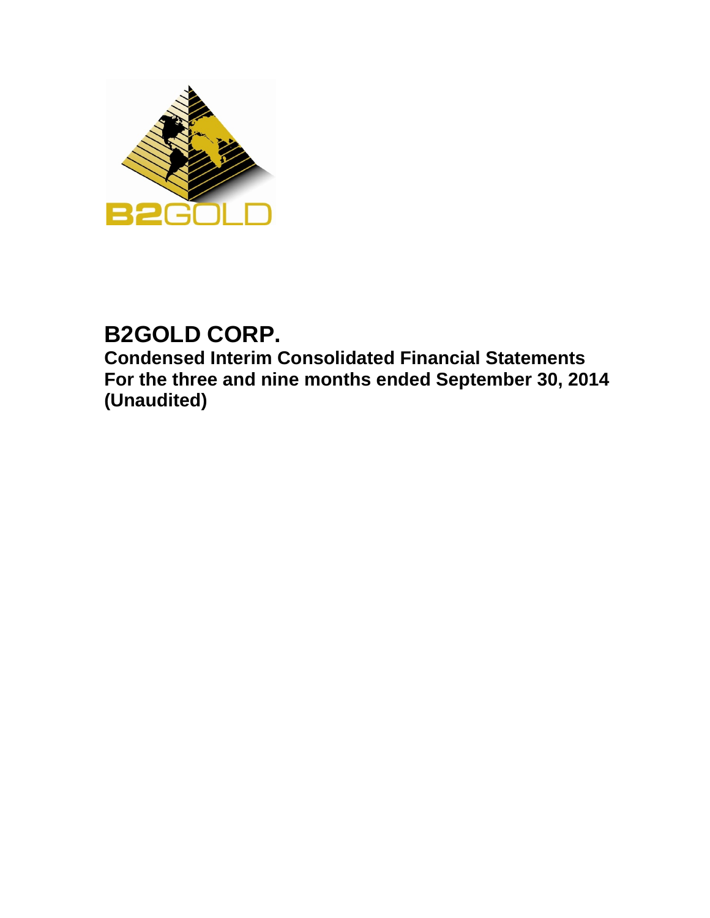# B2GOLD CORP.

## Condensed Interim Consolidated Financial Statements
## For the three and nine months ended September 30, 2014
## (Unaudited)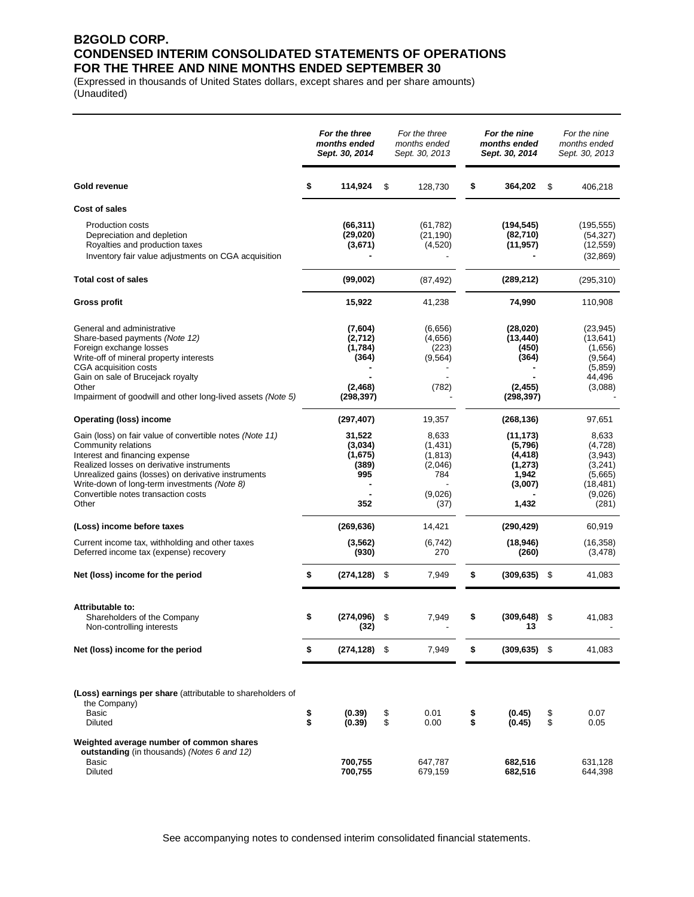# B2GOLD CORP.
# CONDENSED INTERIM CONSOLIDATED STATEMENTS OF OPERATIONS
# FOR THE THREE AND NINE MONTHS ENDED SEPTEMBER 30

(Expressed in thousands of United States dollars, except shares and per share amounts)
(Unaudited)

| | ***For the three months ended Sept. 30, 2014*** | *For the three months ended Sept. 30, 2013* | ***For the nine months ended Sept. 30, 2014*** | *For the nine months ended Sept. 30, 2013* |
|---|---|---|---|---|
| **Gold revenue** | **$ 114,924** | $ 128,730 | **$ 364,202** | $ 406,218 |
| **Cost of sales** | | | | |
| Production costs | **(66,311)** | (61,782) | **(194,545)** | (195,555) |
| Depreciation and depletion | **(29,020)** | (21,190) | **(82,710)** | (54,327) |
| Royalties and production taxes | **(3,671)** | (4,520) | **(11,957)** | (12,559) |
| Inventory fair value adjustments on CGA acquisition | **-** | - | **-** | (32,869) |
| **Total cost of sales** | **(99,002)** | (87,492) | **(289,212)** | (295,310) |
| **Gross profit** | **15,922** | 41,238 | **74,990** | 110,908 |
| General and administrative | **(7,604)** | (6,656) | **(28,020)** | (23,945) |
| Share-based payments *(Note 12)* | **(2,712)** | (4,656) | **(13,440)** | (13,641) |
| Foreign exchange losses | **(1,784)** | (223) | **(450)** | (1,656) |
| Write-off of mineral property interests | **(364)** | (9,564) | **(364)** | (9,564) |
| CGA acquisition costs | **-** | - | **-** | (5,859) |
| Gain on sale of Brucejack royalty | **-** | - | **-** | 44,496 |
| Other | **(2,468)** | (782) | **(2,455)** | (3,088) |
| Impairment of goodwill and other long-lived assets *(Note 5)* | **(298,397)** | - | **(298,397)** | - |
| **Operating (loss) income** | **(297,407)** | 19,357 | **(268,136)** | 97,651 |
| Gain (loss) on fair value of convertible notes *(Note 11)* | **31,522** | 8,633 | **(11,173)** | 8,633 |
| Community relations | **(3,034)** | (1,431) | **(5,796)** | (4,728) |
| Interest and financing expense | **(1,675)** | (1,813) | **(4,418)** | (3,943) |
| Realized losses on derivative instruments | **(389)** | (2,046) | **(1,273)** | (3,241) |
| Unrealized gains (losses) on derivative instruments | **995** | 784 | **1,942** | (5,665) |
| Write-down of long-term investments *(Note 8)* | **-** | - | **(3,007)** | (18,481) |
| Convertible notes transaction costs | **-** | (9,026) | **-** | (9,026) |
| Other | **352** | (37) | **1,432** | (281) |
| **(Loss) income before taxes** | **(269,636)** | 14,421 | **(290,429)** | 60,919 |
| Current income tax, withholding and other taxes | **(3,562)** | (6,742) | **(18,946)** | (16,358) |
| Deferred income tax (expense) recovery | **(930)** | 270 | **(260)** | (3,478) |
| **Net (loss) income for the period** | **$ (274,128)** | $ 7,949 | **$ (309,635)** | $ 41,083 |
| **Attributable to:** | | | | |
| Shareholders of the Company | **$ (274,096)** | $ 7,949 | **$ (309,648)** | $ 41,083 |
| Non-controlling interests | **(32)** | - | **13** | - |
| **Net (loss) income for the period** | **$ (274,128)** | $ 7,949 | **$ (309,635)** | $ 41,083 |
| **(Loss) earnings per share** (attributable to shareholders of the Company) | | | | |
| Basic | **$ (0.39)** | $ 0.01 | **$ (0.45)** | $ 0.07 |
| Diluted | **$ (0.39)** | $ 0.00 | **$ (0.45)** | $ 0.05 |
| **Weighted average number of common shares outstanding** (in thousands) *(Notes 6 and 12)* | | | | |
| Basic | **700,755** | 647,787 | **682,516** | 631,128 |
| Diluted | **700,755** | 679,159 | **682,516** | 644,398 |

See accompanying notes to condensed interim consolidated financial statements.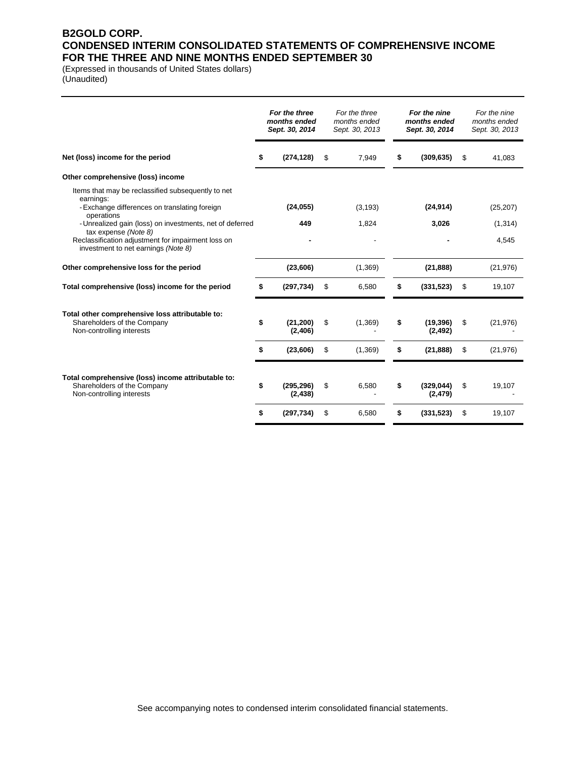# B2GOLD CORP.
# CONDENSED INTERIM CONSOLIDATED STATEMENTS OF COMPREHENSIVE INCOME
# FOR THE THREE AND NINE MONTHS ENDED SEPTEMBER 30

(Expressed in thousands of United States dollars)
(Unaudited)

| | ***For the three months ended Sept. 30, 2014*** | *For the three months ended Sept. 30, 2013* | ***For the nine months ended Sept. 30, 2014*** | *For the nine months ended Sept. 30, 2013* |
|---|---|---|---|---|
| **Net (loss) income for the period** | **$ (274,128)** | $ 7,949 | **$ (309,635)** | $ 41,083 |
| **Other comprehensive (loss) income** | | | | |
| Items that may be reclassified subsequently to net earnings: | | | | |
| - Exchange differences on translating foreign operations | **(24,055)** | (3,193) | **(24,914)** | (25,207) |
| - Unrealized gain (loss) on investments, net of deferred tax expense *(Note 8)* | **449** | 1,824 | **3,026** | (1,314) |
| Reclassification adjustment for impairment loss on investment to net earnings *(Note 8)* | **-** | - | **-** | 4,545 |
| **Other comprehensive loss for the period** | **(23,606)** | (1,369) | **(21,888)** | (21,976) |
| **Total comprehensive (loss) income for the period** | **$ (297,734)** | $ 6,580 | **$ (331,523)** | $ 19,107 |
| **Total other comprehensive loss attributable to:** | | | | |
| Shareholders of the Company | **$ (21,200)** | $ (1,369) | **$ (19,396)** | $ (21,976) |
| Non-controlling interests | **(2,406)** | - | **(2,492)** | - |
| | **$ (23,606)** | $ (1,369) | **$ (21,888)** | $ (21,976) |
| **Total comprehensive (loss) income attributable to:** | | | | |
| Shareholders of the Company | **$ (295,296)** | $ 6,580 | **$ (329,044)** | $ 19,107 |
| Non-controlling interests | **(2,438)** | - | **(2,479)** | - |
| | **$ (297,734)** | $ 6,580 | **$ (331,523)** | $ 19,107 |

See accompanying notes to condensed interim consolidated financial statements.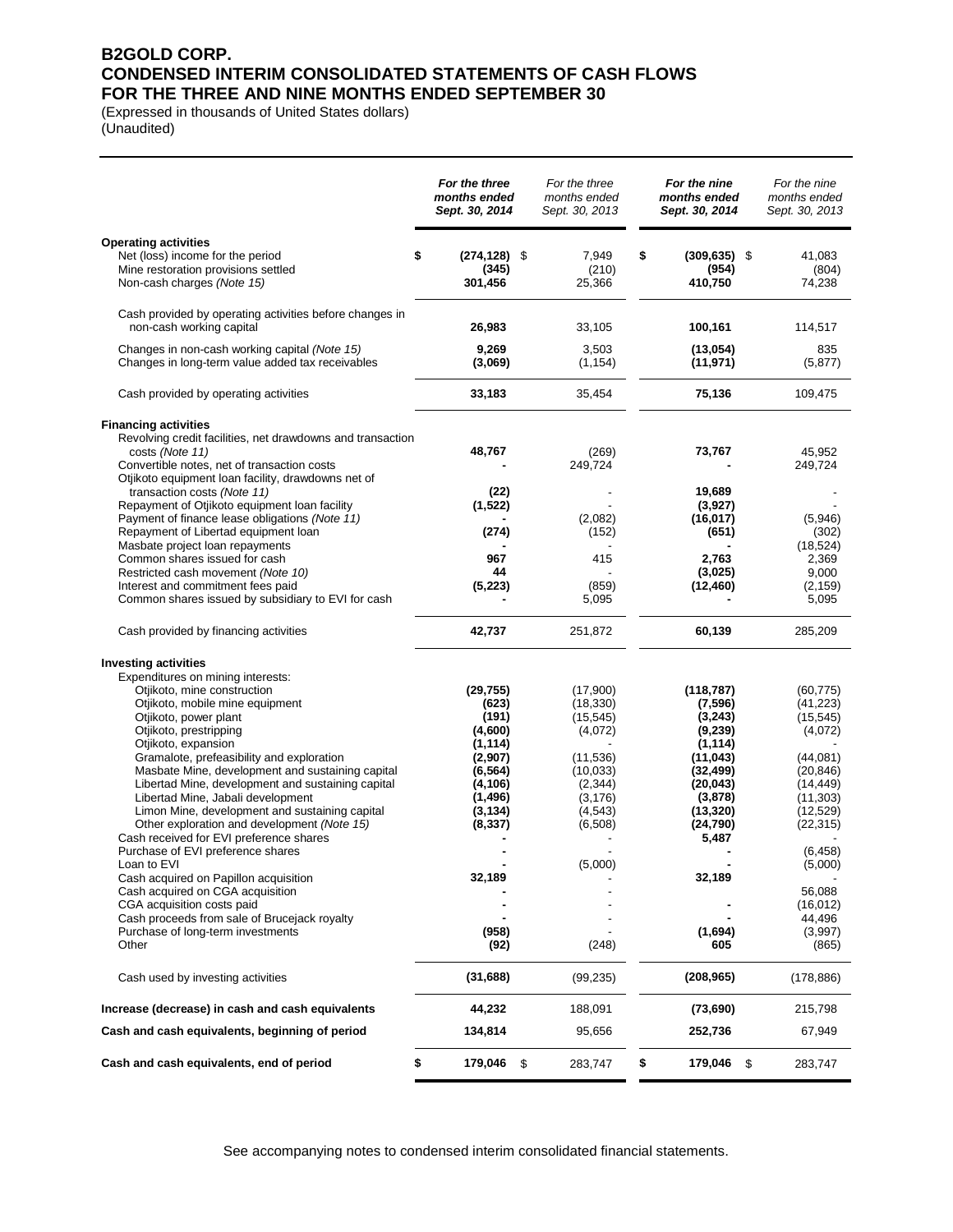# B2GOLD CORP.
# CONDENSED INTERIM CONSOLIDATED STATEMENTS OF CASH FLOWS
# FOR THE THREE AND NINE MONTHS ENDED SEPTEMBER 30

(Expressed in thousands of United States dollars)
(Unaudited)

| | ***For the three months ended Sept. 30, 2014*** | *For the three months ended Sept. 30, 2013* | ***For the nine months ended Sept. 30, 2014*** | *For the nine months ended Sept. 30, 2013* |
|---|---|---|---|---|
| **Operating activities** | | | | |
| Net (loss) income for the period | **$ (274,128)** | $ 7,949 | **$ (309,635)** | $ 41,083 |
| Mine restoration provisions settled | **(345)** | (210) | **(954)** | (804) |
| Non-cash charges *(Note 15)* | **301,456** | 25,366 | **410,750** | 74,238 |
| Cash provided by operating activities before changes in non-cash working capital | **26,983** | 33,105 | **100,161** | 114,517 |
| Changes in non-cash working capital *(Note 15)* | **9,269** | 3,503 | **(13,054)** | 835 |
| Changes in long-term value added tax receivables | **(3,069)** | (1,154) | **(11,971)** | (5,877) |
| Cash provided by operating activities | **33,183** | 35,454 | **75,136** | 109,475 |
| **Financing activities** | | | | |
| Revolving credit facilities, net drawdowns and transaction costs *(Note 11)* | **48,767** | (269) | **73,767** | 45,952 |
| Convertible notes, net of transaction costs | **-** | 249,724 | **-** | 249,724 |
| Otjikoto equipment loan facility, drawdowns net of transaction costs *(Note 11)* | **(22)** | - | **19,689** | - |
| Repayment of Otjikoto equipment loan facility | **(1,522)** | - | **(3,927)** | - |
| Payment of finance lease obligations *(Note 11)* | **-** | (2,082) | **(16,017)** | (5,946) |
| Repayment of Libertad equipment loan | **(274)** | (152) | **(651)** | (302) |
| Masbate project loan repayments | **-** | - | **-** | (18,524) |
| Common shares issued for cash | **967** | 415 | **2,763** | 2,369 |
| Restricted cash movement *(Note 10)* | **44** | - | **(3,025)** | 9,000 |
| Interest and commitment fees paid | **(5,223)** | (859) | **(12,460)** | (2,159) |
| Common shares issued by subsidiary to EVI for cash | **-** | 5,095 | **-** | 5,095 |
| Cash provided by financing activities | **42,737** | 251,872 | **60,139** | 285,209 |
| **Investing activities** | | | | |
| Expenditures on mining interests: | | | | |
| Otjikoto, mine construction | **(29,755)** | (17,900) | **(118,787)** | (60,775) |
| Otjikoto, mobile mine equipment | **(623)** | (18,330) | **(7,596)** | (41,223) |
| Otjikoto, power plant | **(191)** | (15,545) | **(3,243)** | (15,545) |
| Otjikoto, prestripping | **(4,600)** | (4,072) | **(9,239)** | (4,072) |
| Otjikoto, expansion | **(1,114)** | - | **(1,114)** | - |
| Gramalote, prefeasibility and exploration | **(2,907)** | (11,536) | **(11,043)** | (44,081) |
| Masbate Mine, development and sustaining capital | **(6,564)** | (10,033) | **(32,499)** | (20,846) |
| Libertad Mine, development and sustaining capital | **(4,106)** | (2,344) | **(20,043)** | (14,449) |
| Libertad Mine, Jabali development | **(1,496)** | (3,176) | **(3,878)** | (11,303) |
| Limon Mine, development and sustaining capital | **(3,134)** | (4,543) | **(13,320)** | (12,529) |
| Other exploration and development *(Note 15)* | **(8,337)** | (6,508) | **(24,790)** | (22,315) |
| Cash received for EVI preference shares | **-** | - | **5,487** | - |
| Purchase of EVI preference shares | **-** | - | **-** | (6,458) |
| Loan to EVI | **-** | (5,000) | **-** | (5,000) |
| Cash acquired on Papillon acquisition | **32,189** | - | **32,189** | - |
| Cash acquired on CGA acquisition | **-** | - | **-** | 56,088 |
| CGA acquisition costs paid | **-** | - | **-** | (16,012) |
| Cash proceeds from sale of Brucejack royalty | **-** | - | **-** | 44,496 |
| Purchase of long-term investments | **(958)** | - | **(1,694)** | (3,997) |
| Other | **(92)** | (248) | **605** | (865) |
| Cash used by investing activities | **(31,688)** | (99,235) | **(208,965)** | (178,886) |
| **Increase (decrease) in cash and cash equivalents** | **44,232** | 188,091 | **(73,690)** | 215,798 |
| **Cash and cash equivalents, beginning of period** | **134,814** | 95,656 | **252,736** | 67,949 |
| **Cash and cash equivalents, end of period** | **$ 179,046** | $ 283,747 | **$ 179,046** | $ 283,747 |

See accompanying notes to condensed interim consolidated financial statements.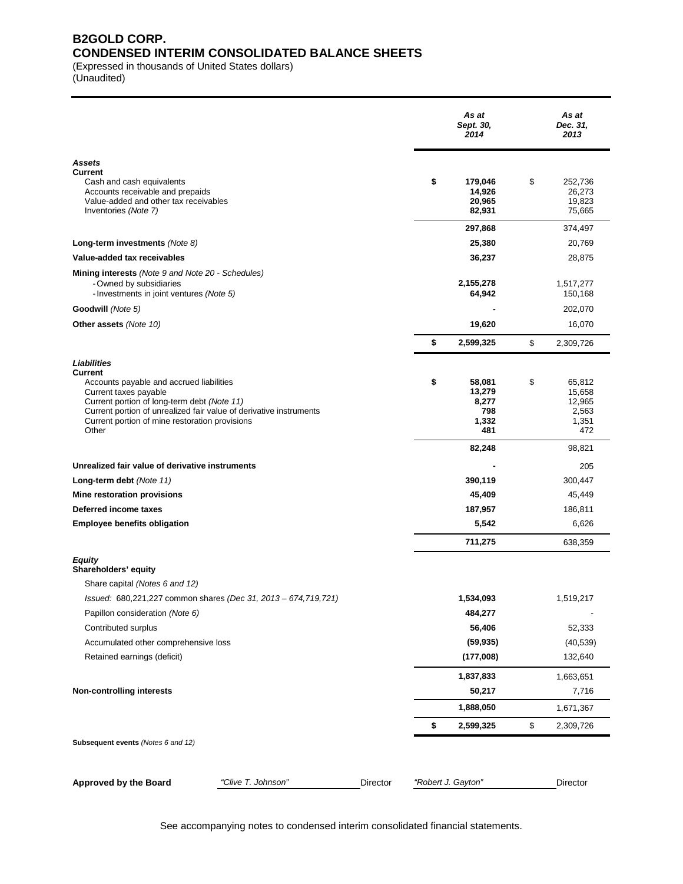# B2GOLD CORP.
## CONDENSED INTERIM CONSOLIDATED BALANCE SHEETS

(Expressed in thousands of United States dollars)
(Unaudited)

| | *As at Sept. 30, 2014* | *As at Dec. 31, 2013* |
|---|---|---|
| ***Assets*** | | |
| **Current** | | |
| Cash and cash equivalents | **$ 179,046** | $ 252,736 |
| Accounts receivable and prepaids | **14,926** | 26,273 |
| Value-added and other tax receivables | **20,965** | 19,823 |
| Inventories *(Note 7)* | **82,931** | 75,665 |
| | **297,868** | 374,497 |
| **Long-term investments** *(Note 8)* | **25,380** | 20,769 |
| **Value-added tax receivables** | **36,237** | 28,875 |
| **Mining interests** *(Note 9 and Note 20 - Schedules)* | | |
| - Owned by subsidiaries | **2,155,278** | 1,517,277 |
| - Investments in joint ventures *(Note 5)* | **64,942** | 150,168 |
| **Goodwill** *(Note 5)* | **-** | 202,070 |
| **Other assets** *(Note 10)* | **19,620** | 16,070 |
| | **$ 2,599,325** | $ 2,309,726 |
| ***Liabilities*** | | |
| **Current** | | |
| Accounts payable and accrued liabilities | **$ 58,081** | $ 65,812 |
| Current taxes payable | **13,279** | 15,658 |
| Current portion of long-term debt *(Note 11)* | **8,277** | 12,965 |
| Current portion of unrealized fair value of derivative instruments | **798** | 2,563 |
| Current portion of mine restoration provisions | **1,332** | 1,351 |
| Other | **481** | 472 |
| | **82,248** | 98,821 |
| **Unrealized fair value of derivative instruments** | **-** | 205 |
| **Long-term debt** *(Note 11)* | **390,119** | 300,447 |
| **Mine restoration provisions** | **45,409** | 45,449 |
| **Deferred income taxes** | **187,957** | 186,811 |
| **Employee benefits obligation** | **5,542** | 6,626 |
| | **711,275** | 638,359 |
| ***Equity*** | | |
| **Shareholders' equity** | | |
| Share capital *(Notes 6 and 12)* | | |
| *Issued: 680,221,227 common shares (Dec 31, 2013 – 674,719,721)* | **1,534,093** | 1,519,217 |
| Papillon consideration *(Note 6)* | **484,277** | - |
| Contributed surplus | **56,406** | 52,333 |
| Accumulated other comprehensive loss | **(59,935)** | (40,539) |
| Retained earnings (deficit) | **(177,008)** | 132,640 |
| | **1,837,833** | 1,663,651 |
| **Non-controlling interests** | **50,217** | 7,716 |
| | **1,888,050** | 1,671,367 |
| | **$ 2,599,325** | $ 2,309,726 |

**Subsequent events** *(Notes 6 and 12)*

**Approved by the Board** *"Clive T. Johnson"* Director *"Robert J. Gayton"* Director

See accompanying notes to condensed interim consolidated financial statements.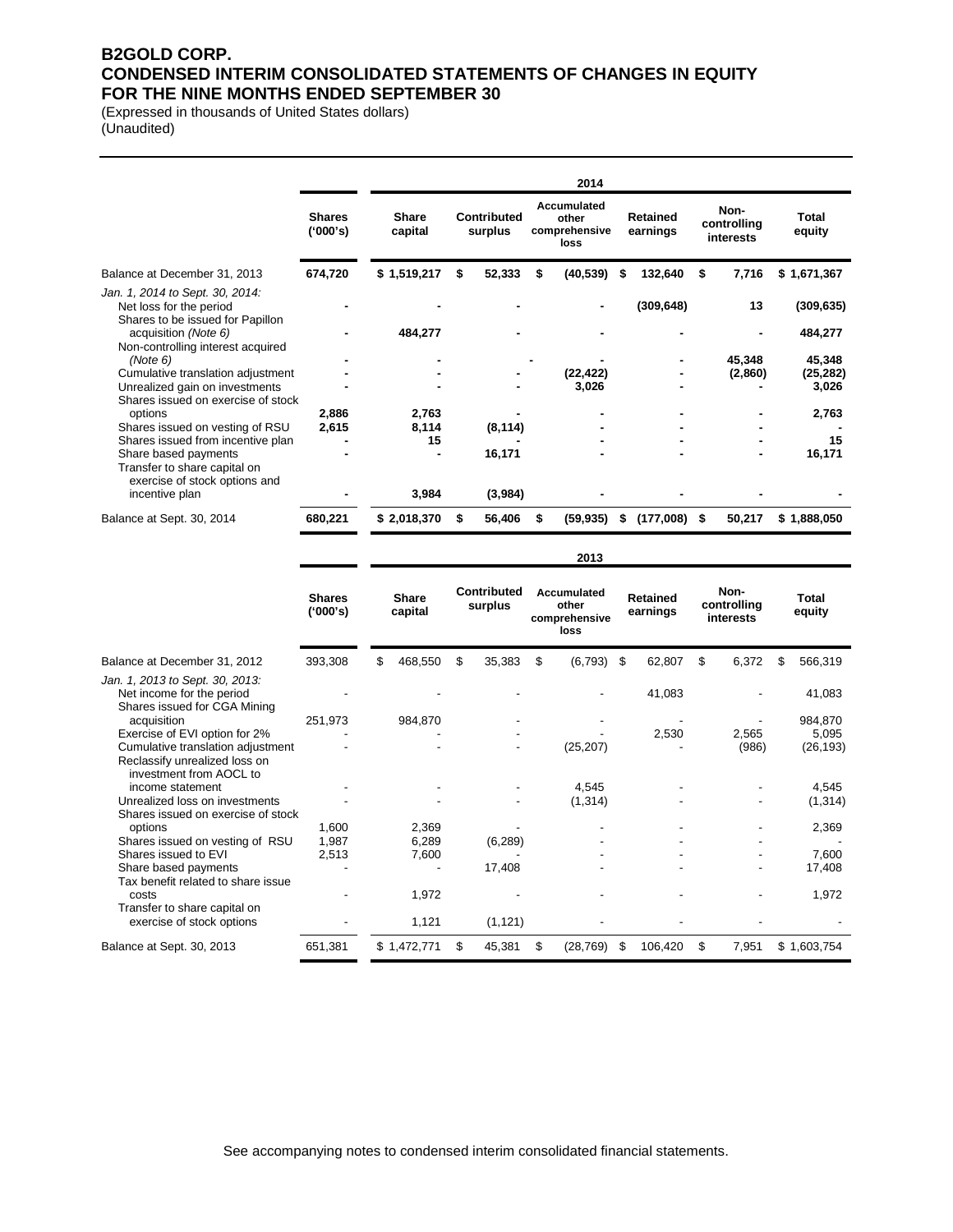# B2GOLD CORP.
# CONDENSED INTERIM CONSOLIDATED STATEMENTS OF CHANGES IN EQUITY
# FOR THE NINE MONTHS ENDED SEPTEMBER 30

(Expressed in thousands of United States dollars)
(Unaudited)

**2014**

| | Shares ('000's) | Share capital | Contributed surplus | Accumulated other comprehensive loss | Retained earnings | Non-controlling interests | Total equity |
|---|---|---|---|---|---|---|---|
| **Balance at December 31, 2013** | **674,720** | **$ 1,519,217** | **$ 52,333** | **$ (40,539)** | **$ 132,640** | **$ 7,716** | **$ 1,671,367** |
| *Jan. 1, 2014 to Sept. 30, 2014:* | | | | | | | |
| Net loss for the period | **-** | **-** | **-** | **-** | **(309,648)** | **13** | **(309,635)** |
| Shares to be issued for Papillon acquisition *(Note 6)* | **-** | **484,277** | **-** | **-** | **-** | **-** | **484,277** |
| Non-controlling interest acquired *(Note 6)* | **-** | **-** | **-** | **-** | **-** | **45,348** | **45,348** |
| Cumulative translation adjustment | **-** | **-** | **-** | **(22,422)** | **-** | **(2,860)** | **(25,282)** |
| Unrealized gain on investments | **-** | **-** | **-** | **3,026** | **-** | **-** | **3,026** |
| Shares issued on exercise of stock options | **2,886** | **2,763** | **-** | **-** | **-** | **-** | **2,763** |
| Shares issued on vesting of RSU | **2,615** | **8,114** | **(8,114)** | **-** | **-** | **-** | **-** |
| Shares issued from incentive plan | **-** | **15** | **-** | **-** | **-** | **-** | **15** |
| Share based payments | **-** | **-** | **16,171** | **-** | **-** | **-** | **16,171** |
| Transfer to share capital on exercise of stock options and incentive plan | **-** | **3,984** | **(3,984)** | **-** | **-** | **-** | **-** |
| **Balance at Sept. 30, 2014** | **680,221** | **$ 2,018,370** | **$ 56,406** | **$ (59,935)** | **$ (177,008)** | **$ 50,217** | **$ 1,888,050** |

**2013**

| | Shares ('000's) | Share capital | Contributed surplus | Accumulated other comprehensive loss | Retained earnings | Non-controlling interests | Total equity |
|---|---|---|---|---|---|---|---|
| Balance at December 31, 2012 | 393,308 | $ 468,550 | $ 35,383 | $ (6,793) | $ 62,807 | $ 6,372 | $ 566,319 |
| *Jan. 1, 2013 to Sept. 30, 2013:* | | | | | | | |
| Net income for the period | - | - | - | - | 41,083 | - | 41,083 |
| Shares issued for CGA Mining acquisition | 251,973 | 984,870 | - | - | - | - | 984,870 |
| Exercise of EVI option for 2% | - | - | - | - | 2,530 | 2,565 | 5,095 |
| Cumulative translation adjustment | - | - | - | (25,207) | - | (986) | (26,193) |
| Reclassify unrealized loss on investment from AOCL to income statement | - | - | - | 4,545 | - | - | 4,545 |
| Unrealized loss on investments | - | - | - | (1,314) | - | - | (1,314) |
| Shares issued on exercise of stock options | 1,600 | 2,369 | - | - | - | - | 2,369 |
| Shares issued on vesting of RSU | 1,987 | 6,289 | (6,289) | - | - | - | - |
| Shares issued to EVI | 2,513 | 7,600 | - | - | - | - | 7,600 |
| Share based payments | - | - | 17,408 | - | - | - | 17,408 |
| Tax benefit related to share issue costs | - | 1,972 | - | - | - | - | 1,972 |
| Transfer to share capital on exercise of stock options | - | 1,121 | (1,121) | - | - | - | - |
| Balance at Sept. 30, 2013 | 651,381 | $ 1,472,771 | $ 45,381 | $ (28,769) | $ 106,420 | $ 7,951 | $ 1,603,754 |

See accompanying notes to condensed interim consolidated financial statements.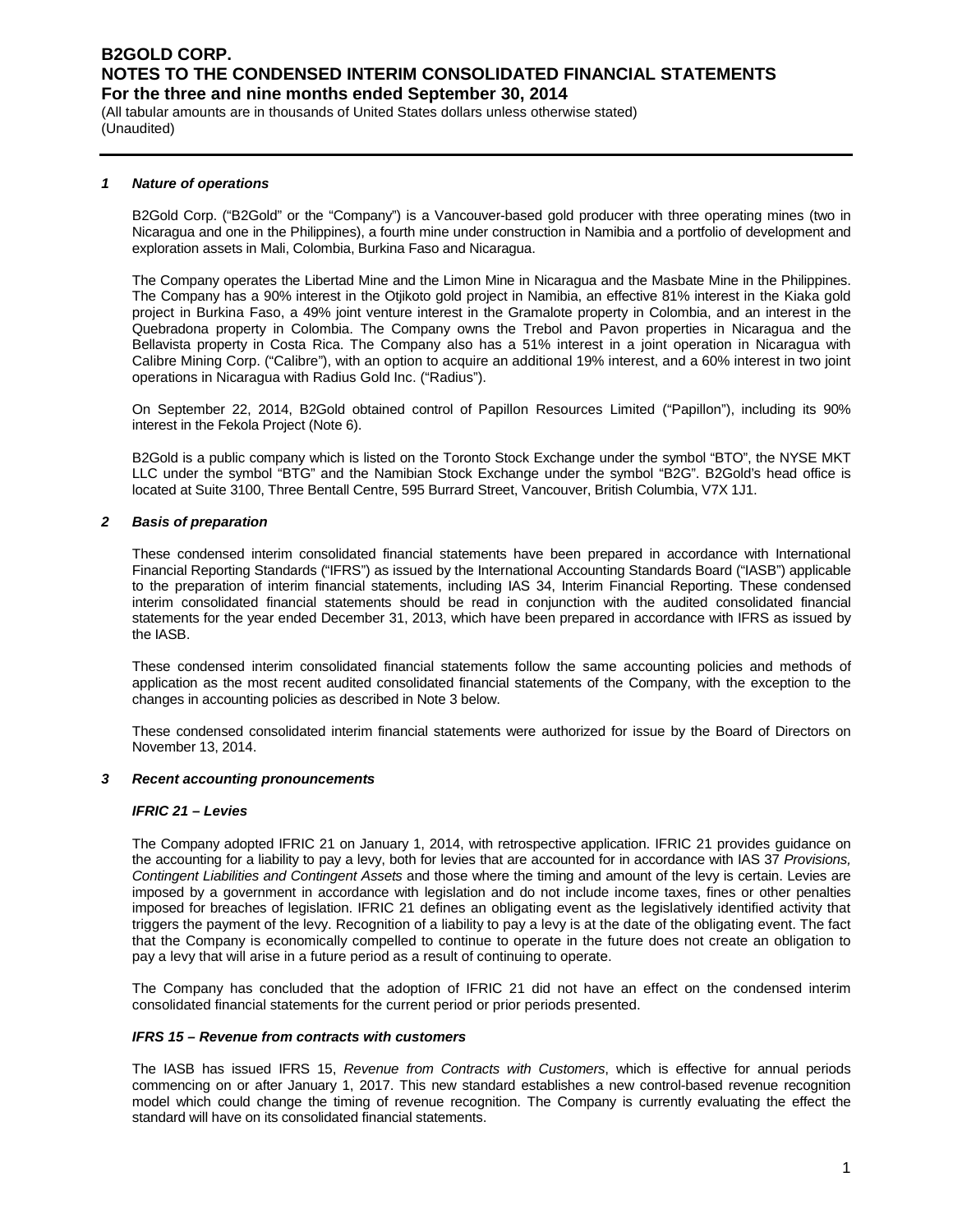### *1 Nature of operations*

B2Gold Corp. ("B2Gold" or the "Company") is a Vancouver-based gold producer with three operating mines (two in Nicaragua and one in the Philippines), a fourth mine under construction in Namibia and a portfolio of development and exploration assets in Mali, Colombia, Burkina Faso and Nicaragua.

The Company operates the Libertad Mine and the Limon Mine in Nicaragua and the Masbate Mine in the Philippines. The Company has a 90% interest in the Otjikoto gold project in Namibia, an effective 81% interest in the Kiaka gold project in Burkina Faso, a 49% joint venture interest in the Gramalote property in Colombia, and an interest in the Quebradona property in Colombia. The Company owns the Trebol and Pavon properties in Nicaragua and the Bellavista property in Costa Rica. The Company also has a 51% interest in a joint operation in Nicaragua with Calibre Mining Corp. ("Calibre"), with an option to acquire an additional 19% interest, and a 60% interest in two joint operations in Nicaragua with Radius Gold Inc. ("Radius").

On September 22, 2014, B2Gold obtained control of Papillon Resources Limited ("Papillon"), including its 90% interest in the Fekola Project (Note 6).

B2Gold is a public company which is listed on the Toronto Stock Exchange under the symbol "BTO", the NYSE MKT LLC under the symbol "BTG" and the Namibian Stock Exchange under the symbol "B2G". B2Gold's head office is located at Suite 3100, Three Bentall Centre, 595 Burrard Street, Vancouver, British Columbia, V7X 1J1.

### *2 Basis of preparation*

These condensed interim consolidated financial statements have been prepared in accordance with International Financial Reporting Standards ("IFRS") as issued by the International Accounting Standards Board ("IASB") applicable to the preparation of interim financial statements, including IAS 34, Interim Financial Reporting. These condensed interim consolidated financial statements should be read in conjunction with the audited consolidated financial statements for the year ended December 31, 2013, which have been prepared in accordance with IFRS as issued by the IASB.

These condensed interim consolidated financial statements follow the same accounting policies and methods of application as the most recent audited consolidated financial statements of the Company, with the exception to the changes in accounting policies as described in Note 3 below.

These condensed consolidated interim financial statements were authorized for issue by the Board of Directors on November 13, 2014.

### *3 Recent accounting pronouncements*

#### *IFRIC 21 – Levies*

The Company adopted IFRIC 21 on January 1, 2014, with retrospective application. IFRIC 21 provides guidance on the accounting for a liability to pay a levy, both for levies that are accounted for in accordance with IAS 37 *Provisions, Contingent Liabilities and Contingent Assets* and those where the timing and amount of the levy is certain. Levies are imposed by a government in accordance with legislation and do not include income taxes, fines or other penalties imposed for breaches of legislation. IFRIC 21 defines an obligating event as the legislatively identified activity that triggers the payment of the levy. Recognition of a liability to pay a levy is at the date of the obligating event. The fact that the Company is economically compelled to continue to operate in the future does not create an obligation to pay a levy that will arise in a future period as a result of continuing to operate.

The Company has concluded that the adoption of IFRIC 21 did not have an effect on the condensed interim consolidated financial statements for the current period or prior periods presented.

#### *IFRS 15 – Revenue from contracts with customers*

The IASB has issued IFRS 15, *Revenue from Contracts with Customers*, which is effective for annual periods commencing on or after January 1, 2017. This new standard establishes a new control-based revenue recognition model which could change the timing of revenue recognition. The Company is currently evaluating the effect the standard will have on its consolidated financial statements.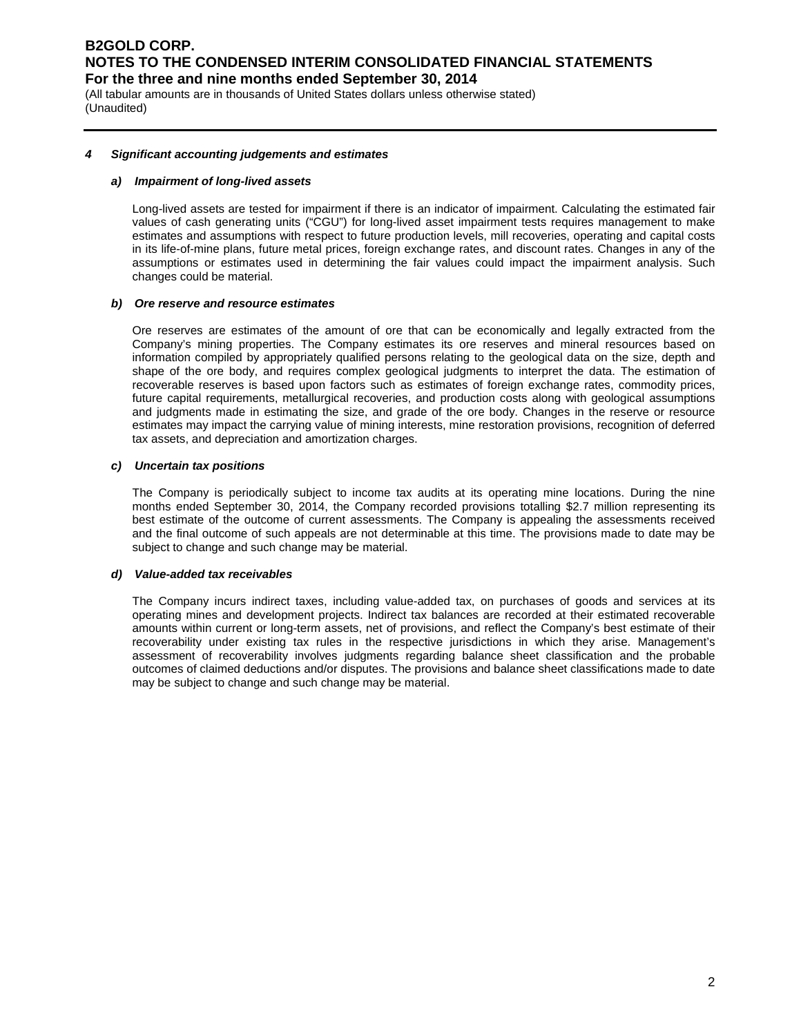#### 4 Significant accounting judgements and estimates

##### a) Impairment of long-lived assets

Long-lived assets are tested for impairment if there is an indicator of impairment. Calculating the estimated fair values of cash generating units ("CGU") for long-lived asset impairment tests requires management to make estimates and assumptions with respect to future production levels, mill recoveries, operating and capital costs in its life-of-mine plans, future metal prices, foreign exchange rates, and discount rates. Changes in any of the assumptions or estimates used in determining the fair values could impact the impairment analysis. Such changes could be material.

##### b) Ore reserve and resource estimates

Ore reserves are estimates of the amount of ore that can be economically and legally extracted from the Company's mining properties. The Company estimates its ore reserves and mineral resources based on information compiled by appropriately qualified persons relating to the geological data on the size, depth and shape of the ore body, and requires complex geological judgments to interpret the data. The estimation of recoverable reserves is based upon factors such as estimates of foreign exchange rates, commodity prices, future capital requirements, metallurgical recoveries, and production costs along with geological assumptions and judgments made in estimating the size, and grade of the ore body. Changes in the reserve or resource estimates may impact the carrying value of mining interests, mine restoration provisions, recognition of deferred tax assets, and depreciation and amortization charges.

##### c) Uncertain tax positions

The Company is periodically subject to income tax audits at its operating mine locations. During the nine months ended September 30, 2014, the Company recorded provisions totalling $2.7 million representing its best estimate of the outcome of current assessments. The Company is appealing the assessments received and the final outcome of such appeals are not determinable at this time. The provisions made to date may be subject to change and such change may be material.

##### d) Value-added tax receivables

The Company incurs indirect taxes, including value-added tax, on purchases of goods and services at its operating mines and development projects. Indirect tax balances are recorded at their estimated recoverable amounts within current or long-term assets, net of provisions, and reflect the Company's best estimate of their recoverability under existing tax rules in the respective jurisdictions in which they arise. Management's assessment of recoverability involves judgments regarding balance sheet classification and the probable outcomes of claimed deductions and/or disputes. The provisions and balance sheet classifications made to date may be subject to change and such change may be material.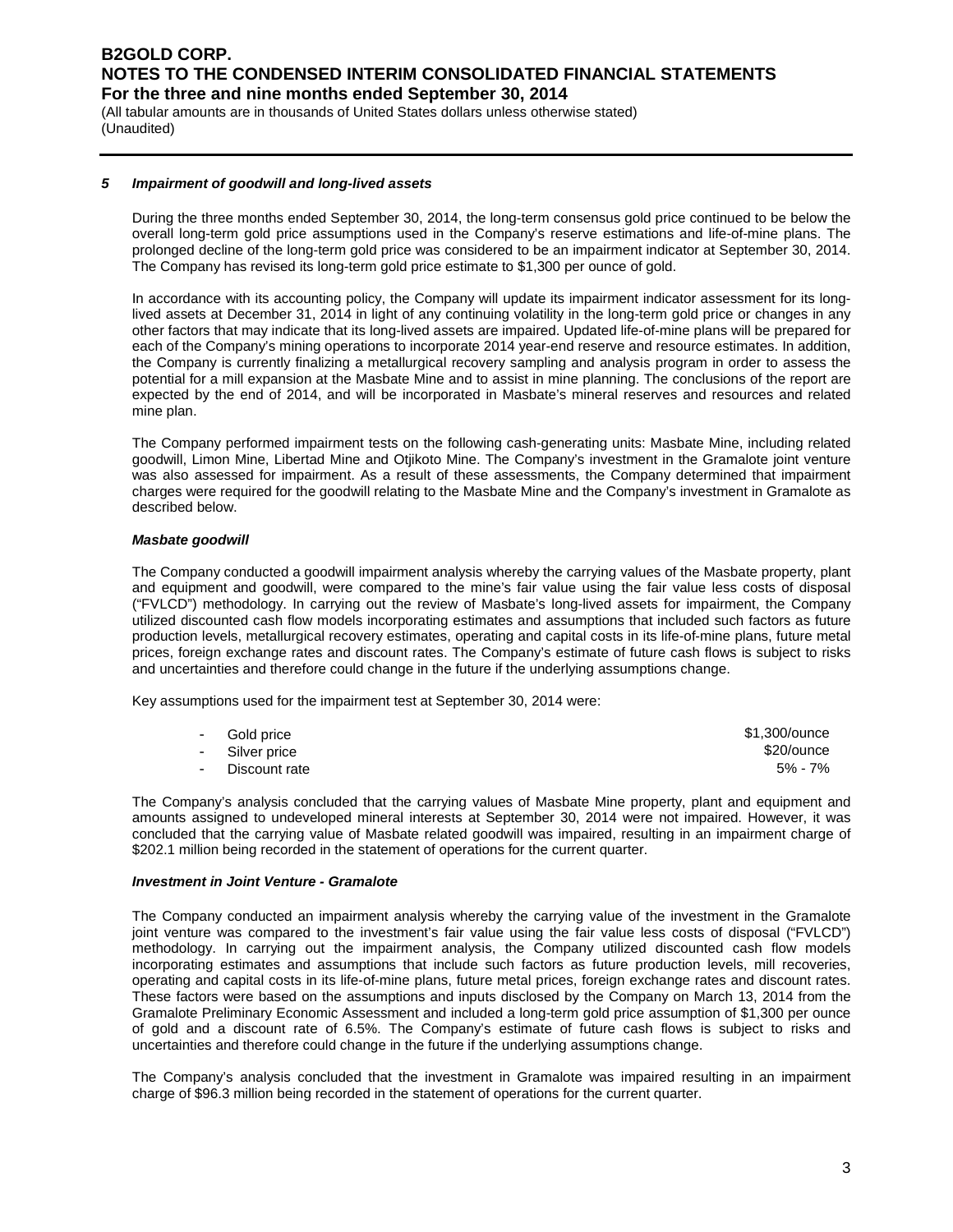## 5 *Impairment of goodwill and long-lived assets*

During the three months ended September 30, 2014, the long-term consensus gold price continued to be below the overall long-term gold price assumptions used in the Company's reserve estimations and life-of-mine plans. The prolonged decline of the long-term gold price was considered to be an impairment indicator at September 30, 2014. The Company has revised its long-term gold price estimate to $1,300 per ounce of gold.

In accordance with its accounting policy, the Company will update its impairment indicator assessment for its long-lived assets at December 31, 2014 in light of any continuing volatility in the long-term gold price or changes in any other factors that may indicate that its long-lived assets are impaired. Updated life-of-mine plans will be prepared for each of the Company's mining operations to incorporate 2014 year-end reserve and resource estimates. In addition, the Company is currently finalizing a metallurgical recovery sampling and analysis program in order to assess the potential for a mill expansion at the Masbate Mine and to assist in mine planning. The conclusions of the report are expected by the end of 2014, and will be incorporated in Masbate's mineral reserves and resources and related mine plan.

The Company performed impairment tests on the following cash-generating units: Masbate Mine, including related goodwill, Limon Mine, Libertad Mine and Otjikoto Mine. The Company's investment in the Gramalote joint venture was also assessed for impairment. As a result of these assessments, the Company determined that impairment charges were required for the goodwill relating to the Masbate Mine and the Company's investment in Gramalote as described below.

### *Masbate goodwill*

The Company conducted a goodwill impairment analysis whereby the carrying values of the Masbate property, plant and equipment and goodwill, were compared to the mine's fair value using the fair value less costs of disposal ("FVLCD") methodology. In carrying out the review of Masbate's long-lived assets for impairment, the Company utilized discounted cash flow models incorporating estimates and assumptions that included such factors as future production levels, metallurgical recovery estimates, operating and capital costs in its life-of-mine plans, future metal prices, foreign exchange rates and discount rates. The Company's estimate of future cash flows is subject to risks and uncertainties and therefore could change in the future if the underlying assumptions change.

Key assumptions used for the impairment test at September 30, 2014 were:

| | |
|---|---|
| - Gold price | $1,300/ounce |
| - Silver price | $20/ounce |
| - Discount rate | 5% - 7% |

The Company's analysis concluded that the carrying values of Masbate Mine property, plant and equipment and amounts assigned to undeveloped mineral interests at September 30, 2014 were not impaired. However, it was concluded that the carrying value of Masbate related goodwill was impaired, resulting in an impairment charge of $202.1 million being recorded in the statement of operations for the current quarter.

### *Investment in Joint Venture - Gramalote*

The Company conducted an impairment analysis whereby the carrying value of the investment in the Gramalote joint venture was compared to the investment's fair value using the fair value less costs of disposal ("FVLCD") methodology. In carrying out the impairment analysis, the Company utilized discounted cash flow models incorporating estimates and assumptions that include such factors as future production levels, mill recoveries, operating and capital costs in its life-of-mine plans, future metal prices, foreign exchange rates and discount rates. These factors were based on the assumptions and inputs disclosed by the Company on March 13, 2014 from the Gramalote Preliminary Economic Assessment and included a long-term gold price assumption of $1,300 per ounce of gold and a discount rate of 6.5%. The Company's estimate of future cash flows is subject to risks and uncertainties and therefore could change in the future if the underlying assumptions change.

The Company's analysis concluded that the investment in Gramalote was impaired resulting in an impairment charge of $96.3 million being recorded in the statement of operations for the current quarter.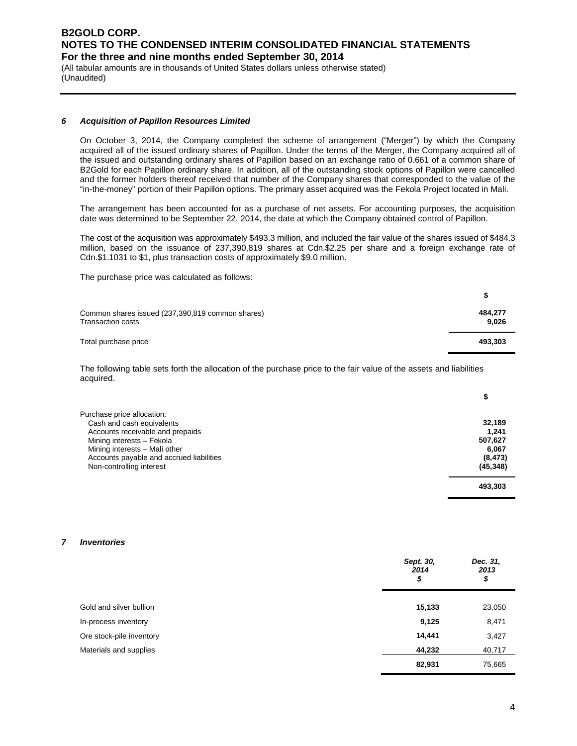### 6 Acquisition of Papillon Resources Limited

On October 3, 2014, the Company completed the scheme of arrangement ("Merger") by which the Company acquired all of the issued ordinary shares of Papillon. Under the terms of the Merger, the Company acquired all of the issued and outstanding ordinary shares of Papillon based on an exchange ratio of 0.661 of a common share of B2Gold for each Papillon ordinary share. In addition, all of the outstanding stock options of Papillon were cancelled and the former holders thereof received that number of the Company shares that corresponded to the value of the "in-the-money" portion of their Papillon options. The primary asset acquired was the Fekola Project located in Mali.

The arrangement has been accounted for as a purchase of net assets. For accounting purposes, the acquisition date was determined to be September 22, 2014, the date at which the Company obtained control of Papillon.

The cost of the acquisition was approximately $493.3 million, and included the fair value of the shares issued of $484.3 million, based on the issuance of 237,390,819 shares at Cdn.$2.25 per share and a foreign exchange rate of Cdn.$1.1031 to $1, plus transaction costs of approximately $9.0 million.

The purchase price was calculated as follows:

| | $ |
|---|---|
| Common shares issued (237,390,819 common shares) | **484,277** |
| Transaction costs | **9,026** |
| Total purchase price | **493,303** |

The following table sets forth the allocation of the purchase price to the fair value of the assets and liabilities acquired.

| | $ |
|---|---|
| Purchase price allocation: | |
| Cash and cash equivalents | **32,189** |
| Accounts receivable and prepaids | **1,241** |
| Mining interests – Fekola | **507,627** |
| Mining interests – Mali other | **6,067** |
| Accounts payable and accrued liabilities | **(8,473)** |
| Non-controlling interest | **(45,348)** |
| | **493,303** |

### 7 Inventories

| | *Sept. 30, 2014 $* | *Dec. 31, 2013 $* |
|---|---|---|
| Gold and silver bullion | **15,133** | 23,050 |
| In-process inventory | **9,125** | 8,471 |
| Ore stock-pile inventory | **14,441** | 3,427 |
| Materials and supplies | **44,232** | 40,717 |
| | **82,931** | 75,665 |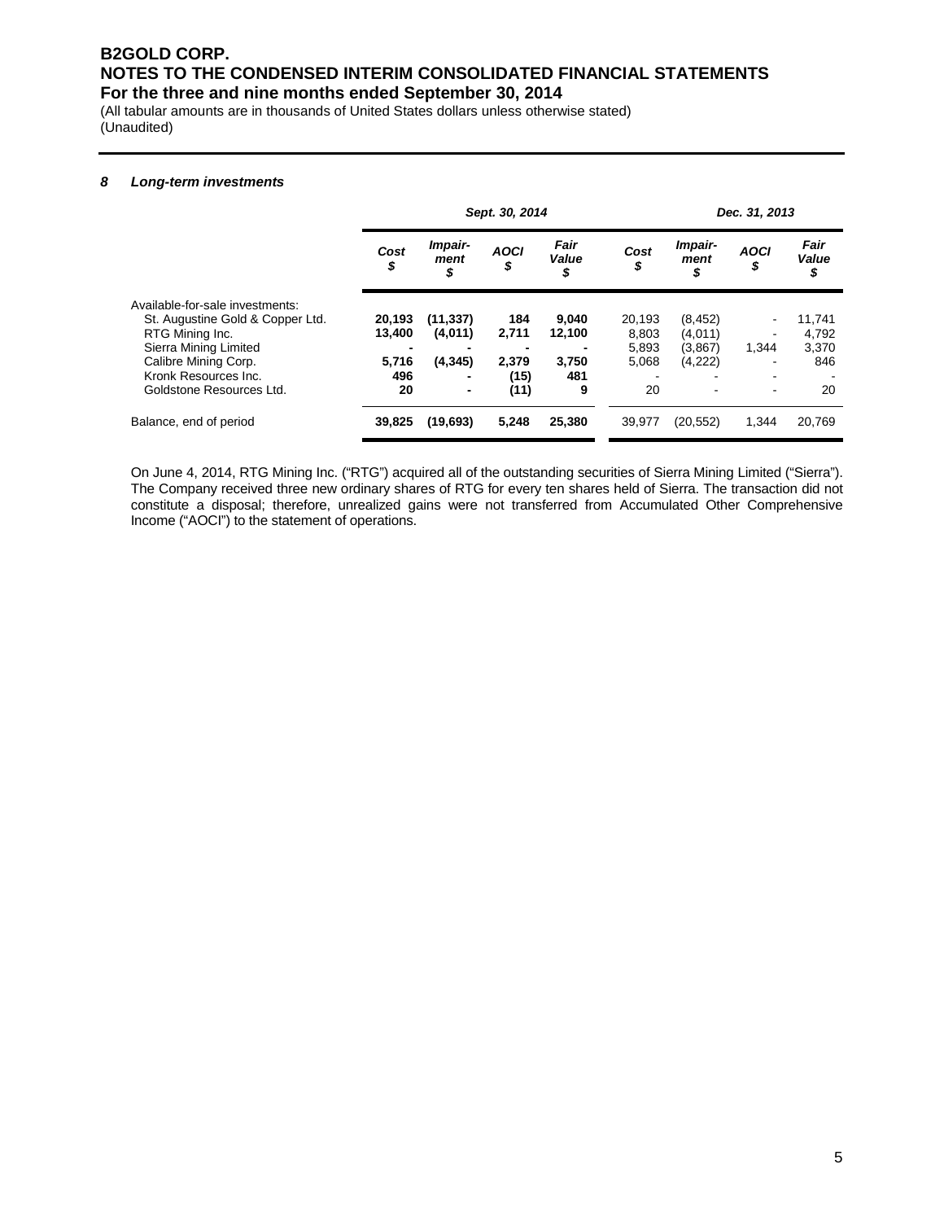# B2GOLD CORP.
# NOTES TO THE CONDENSED INTERIM CONSOLIDATED FINANCIAL STATEMENTS
## For the three and nine months ended September 30, 2014

(All tabular amounts are in thousands of United States dollars unless otherwise stated)
(Unaudited)

### 8 Long-term investments

| | Sept. 30, 2014 | | | | Dec. 31, 2013 | | | |
|---|---|---|---|---|---|---|---|---|
| | **Cost $** | **Impair-ment $** | **AOCI $** | **Fair Value $** | **Cost $** | **Impair-ment $** | **AOCI $** | **Fair Value $** |
| Available-for-sale investments: | | | | | | | | |
| St. Augustine Gold & Copper Ltd. | **20,193** | **(11,337)** | **184** | **9,040** | 20,193 | (8,452) | - | 11,741 |
| RTG Mining Inc. | **13,400** | **(4,011)** | **2,711** | **12,100** | 8,803 | (4,011) | - | 4,792 |
| Sierra Mining Limited | **-** | **-** | **-** | **-** | 5,893 | (3,867) | 1,344 | 3,370 |
| Calibre Mining Corp. | **5,716** | **(4,345)** | **2,379** | **3,750** | 5,068 | (4,222) | - | 846 |
| Kronk Resources Inc. | **496** | **-** | **(15)** | **481** | - | - | - | - |
| Goldstone Resources Ltd. | **20** | **-** | **(11)** | **9** | 20 | - | - | 20 |
| Balance, end of period | **39,825** | **(19,693)** | **5,248** | **25,380** | 39,977 | (20,552) | 1,344 | 20,769 |

On June 4, 2014, RTG Mining Inc. ("RTG") acquired all of the outstanding securities of Sierra Mining Limited ("Sierra"). The Company received three new ordinary shares of RTG for every ten shares held of Sierra. The transaction did not constitute a disposal; therefore, unrealized gains were not transferred from Accumulated Other Comprehensive Income ("AOCI") to the statement of operations.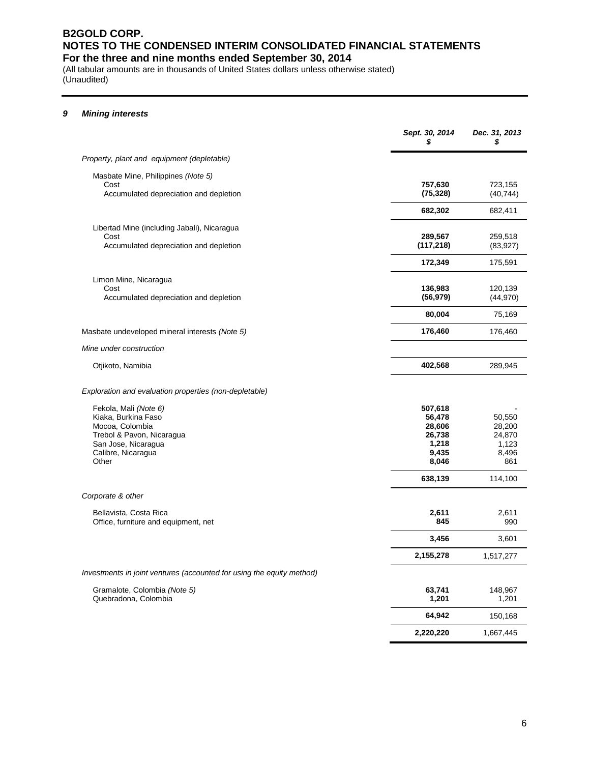## 9 Mining interests

| | Sept. 30, 2014 $ | Dec. 31, 2013 $ |
|---|---|---|
| *Property, plant and equipment (depletable)* | | |
| Masbate Mine, Philippines *(Note 5)* | | |
| Cost | **757,630** | 723,155 |
| Accumulated depreciation and depletion | **(75,328)** | (40,744) |
| | **682,302** | 682,411 |
| Libertad Mine (including Jabali), Nicaragua | | |
| Cost | **289,567** | 259,518 |
| Accumulated depreciation and depletion | **(117,218)** | (83,927) |
| | **172,349** | 175,591 |
| Limon Mine, Nicaragua | | |
| Cost | **136,983** | 120,139 |
| Accumulated depreciation and depletion | **(56,979)** | (44,970) |
| | **80,004** | 75,169 |
| Masbate undeveloped mineral interests *(Note 5)* | **176,460** | 176,460 |
| *Mine under construction* | | |
| Otjikoto, Namibia | **402,568** | 289,945 |
| *Exploration and evaluation properties (non-depletable)* | | |
| Fekola, Mali *(Note 6)* | **507,618** | - |
| Kiaka, Burkina Faso | **56,478** | 50,550 |
| Mocoa, Colombia | **28,606** | 28,200 |
| Trebol & Pavon, Nicaragua | **26,738** | 24,870 |
| San Jose, Nicaragua | **1,218** | 1,123 |
| Calibre, Nicaragua | **9,435** | 8,496 |
| Other | **8,046** | 861 |
| | **638,139** | 114,100 |
| *Corporate & other* | | |
| Bellavista, Costa Rica | **2,611** | 2,611 |
| Office, furniture and equipment, net | **845** | 990 |
| | **3,456** | 3,601 |
| | **2,155,278** | 1,517,277 |
| *Investments in joint ventures (accounted for using the equity method)* | | |
| Gramalote, Colombia *(Note 5)* | **63,741** | 148,967 |
| Quebradona, Colombia | **1,201** | 1,201 |
| | **64,942** | 150,168 |
| | **2,220,220** | 1,667,445 |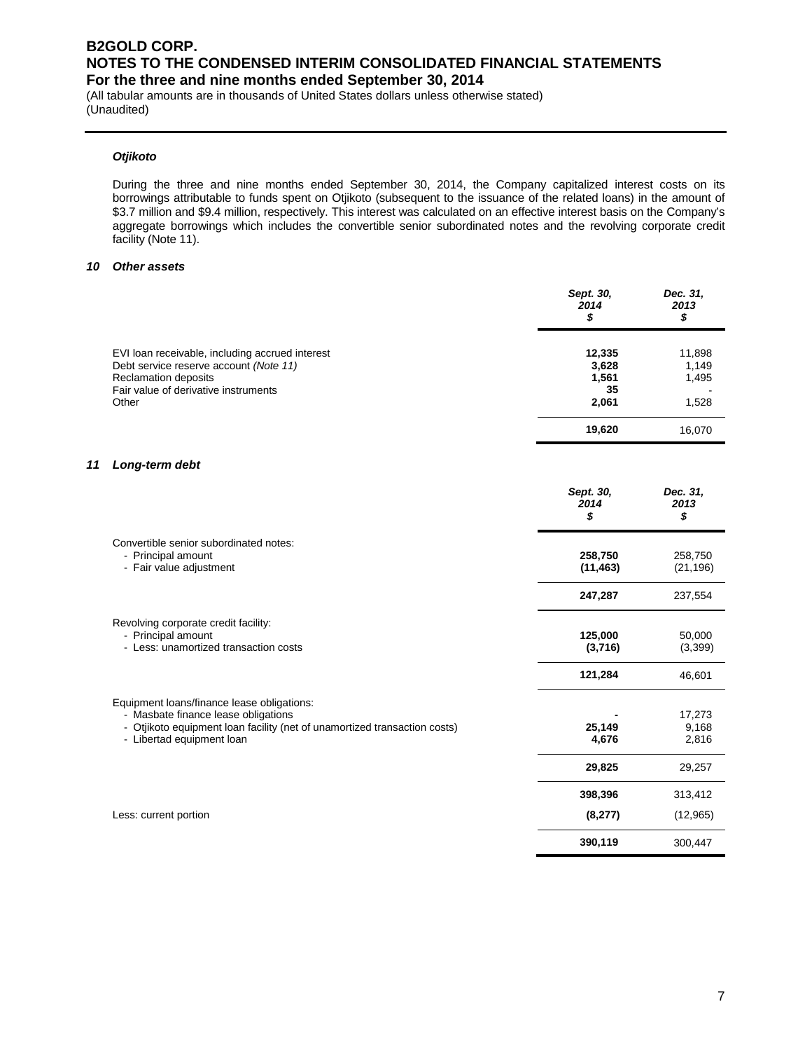### *Otjikoto*

During the three and nine months ended September 30, 2014, the Company capitalized interest costs on its borrowings attributable to funds spent on Otjikoto (subsequent to the issuance of the related loans) in the amount of \$3.7 million and \$9.4 million, respectively. This interest was calculated on an effective interest basis on the Company's aggregate borrowings which includes the convertible senior subordinated notes and the revolving corporate credit facility (Note 11).

## 10 Other assets

| | Sept. 30, 2014 $ | Dec. 31, 2013 $ |
|---|---|---|
| EVI loan receivable, including accrued interest | **12,335** | 11,898 |
| Debt service reserve account *(Note 11)* | **3,628** | 1,149 |
| Reclamation deposits | **1,561** | 1,495 |
| Fair value of derivative instruments | **35** | - |
| Other | **2,061** | 1,528 |
| | **19,620** | 16,070 |

## 11 Long-term debt

| | Sept. 30, 2014 $ | Dec. 31, 2013 $ |
|---|---|---|
| Convertible senior subordinated notes: | | |
| - Principal amount | **258,750** | 258,750 |
| - Fair value adjustment | **(11,463)** | (21,196) |
| | **247,287** | 237,554 |
| Revolving corporate credit facility: | | |
| - Principal amount | **125,000** | 50,000 |
| - Less: unamortized transaction costs | **(3,716)** | (3,399) |
| | **121,284** | 46,601 |
| Equipment loans/finance lease obligations: | | |
| - Masbate finance lease obligations | **-** | 17,273 |
| - Otjikoto equipment loan facility (net of unamortized transaction costs) | **25,149** | 9,168 |
| - Libertad equipment loan | **4,676** | 2,816 |
| | **29,825** | 29,257 |
| | **398,396** | 313,412 |
| Less: current portion | **(8,277)** | (12,965) |
| | **390,119** | 300,447 |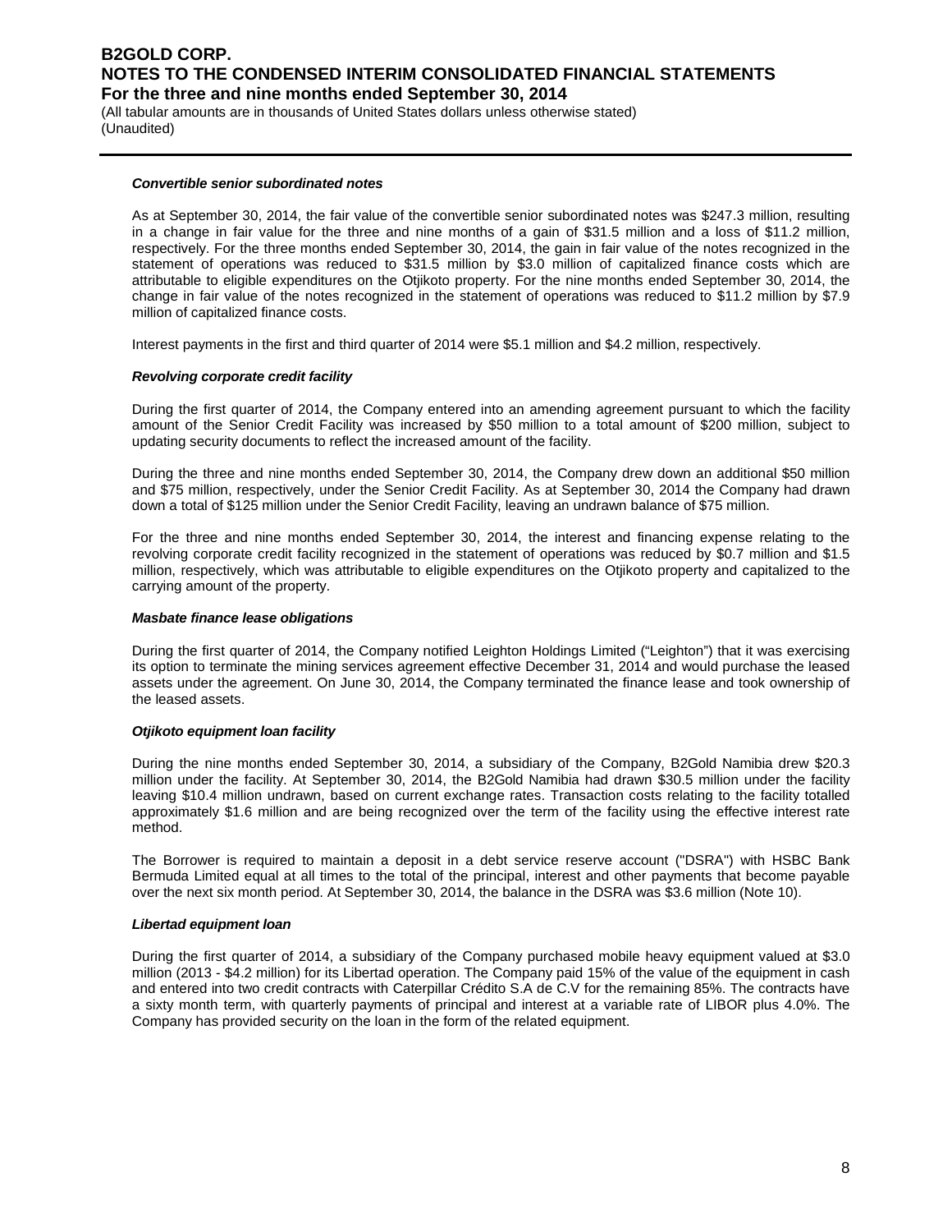#### *Convertible senior subordinated notes*

As at September 30, 2014, the fair value of the convertible senior subordinated notes was \$247.3 million, resulting in a change in fair value for the three and nine months of a gain of \$31.5 million and a loss of \$11.2 million, respectively. For the three months ended September 30, 2014, the gain in fair value of the notes recognized in the statement of operations was reduced to \$31.5 million by \$3.0 million of capitalized finance costs which are attributable to eligible expenditures on the Otjikoto property. For the nine months ended September 30, 2014, the change in fair value of the notes recognized in the statement of operations was reduced to \$11.2 million by \$7.9 million of capitalized finance costs.

Interest payments in the first and third quarter of 2014 were \$5.1 million and \$4.2 million, respectively.

#### *Revolving corporate credit facility*

During the first quarter of 2014, the Company entered into an amending agreement pursuant to which the facility amount of the Senior Credit Facility was increased by \$50 million to a total amount of \$200 million, subject to updating security documents to reflect the increased amount of the facility.

During the three and nine months ended September 30, 2014, the Company drew down an additional \$50 million and \$75 million, respectively, under the Senior Credit Facility. As at September 30, 2014 the Company had drawn down a total of \$125 million under the Senior Credit Facility, leaving an undrawn balance of \$75 million.

For the three and nine months ended September 30, 2014, the interest and financing expense relating to the revolving corporate credit facility recognized in the statement of operations was reduced by \$0.7 million and \$1.5 million, respectively, which was attributable to eligible expenditures on the Otjikoto property and capitalized to the carrying amount of the property.

#### *Masbate finance lease obligations*

During the first quarter of 2014, the Company notified Leighton Holdings Limited ("Leighton") that it was exercising its option to terminate the mining services agreement effective December 31, 2014 and would purchase the leased assets under the agreement. On June 30, 2014, the Company terminated the finance lease and took ownership of the leased assets.

#### *Otjikoto equipment loan facility*

During the nine months ended September 30, 2014, a subsidiary of the Company, B2Gold Namibia drew \$20.3 million under the facility. At September 30, 2014, the B2Gold Namibia had drawn \$30.5 million under the facility leaving \$10.4 million undrawn, based on current exchange rates. Transaction costs relating to the facility totalled approximately \$1.6 million and are being recognized over the term of the facility using the effective interest rate method.

The Borrower is required to maintain a deposit in a debt service reserve account ("DSRA") with HSBC Bank Bermuda Limited equal at all times to the total of the principal, interest and other payments that become payable over the next six month period. At September 30, 2014, the balance in the DSRA was \$3.6 million (Note 10).

#### *Libertad equipment loan*

During the first quarter of 2014, a subsidiary of the Company purchased mobile heavy equipment valued at \$3.0 million (2013 - \$4.2 million) for its Libertad operation. The Company paid 15% of the value of the equipment in cash and entered into two credit contracts with Caterpillar Crédito S.A de C.V for the remaining 85%. The contracts have a sixty month term, with quarterly payments of principal and interest at a variable rate of LIBOR plus 4.0%. The Company has provided security on the loan in the form of the related equipment.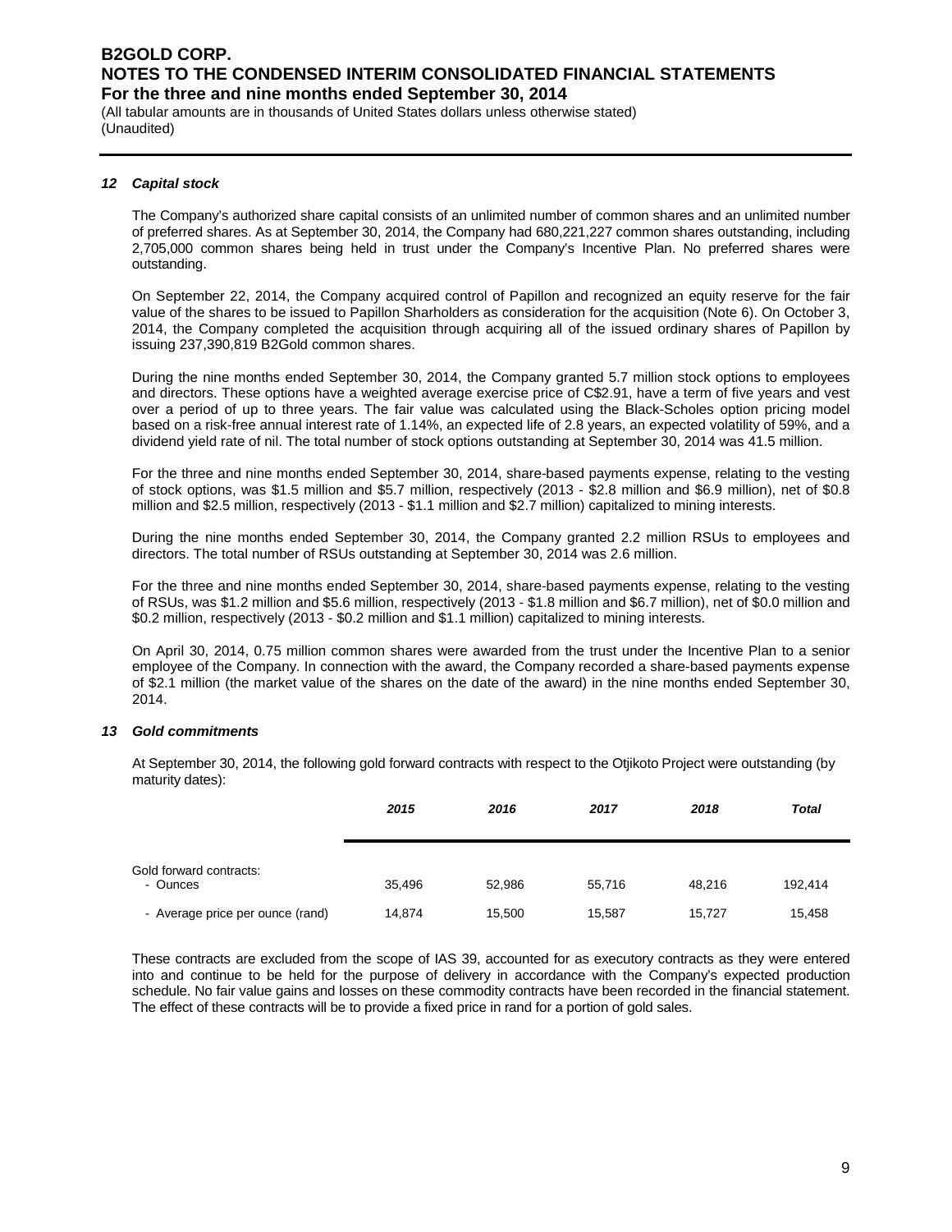### *12 Capital stock*

The Company's authorized share capital consists of an unlimited number of common shares and an unlimited number of preferred shares. As at September 30, 2014, the Company had 680,221,227 common shares outstanding, including 2,705,000 common shares being held in trust under the Company's Incentive Plan. No preferred shares were outstanding.

On September 22, 2014, the Company acquired control of Papillon and recognized an equity reserve for the fair value of the shares to be issued to Papillon Sharholders as consideration for the acquisition (Note 6). On October 3, 2014, the Company completed the acquisition through acquiring all of the issued ordinary shares of Papillon by issuing 237,390,819 B2Gold common shares.

During the nine months ended September 30, 2014, the Company granted 5.7 million stock options to employees and directors. These options have a weighted average exercise price of C$2.91, have a term of five years and vest over a period of up to three years. The fair value was calculated using the Black-Scholes option pricing model based on a risk-free annual interest rate of 1.14%, an expected life of 2.8 years, an expected volatility of 59%, and a dividend yield rate of nil. The total number of stock options outstanding at September 30, 2014 was 41.5 million.

For the three and nine months ended September 30, 2014, share-based payments expense, relating to the vesting of stock options, was $1.5 million and $5.7 million, respectively (2013 - $2.8 million and $6.9 million), net of $0.8 million and $2.5 million, respectively (2013 - $1.1 million and $2.7 million) capitalized to mining interests.

During the nine months ended September 30, 2014, the Company granted 2.2 million RSUs to employees and directors. The total number of RSUs outstanding at September 30, 2014 was 2.6 million.

For the three and nine months ended September 30, 2014, share-based payments expense, relating to the vesting of RSUs, was $1.2 million and $5.6 million, respectively (2013 - $1.8 million and $6.7 million), net of $0.0 million and $0.2 million, respectively (2013 - $0.2 million and $1.1 million) capitalized to mining interests.

On April 30, 2014, 0.75 million common shares were awarded from the trust under the Incentive Plan to a senior employee of the Company. In connection with the award, the Company recorded a share-based payments expense of $2.1 million (the market value of the shares on the date of the award) in the nine months ended September 30, 2014.

### *13 Gold commitments*

At September 30, 2014, the following gold forward contracts with respect to the Otjikoto Project were outstanding (by maturity dates):

| | *2015* | *2016* | *2017* | *2018* | *Total* |
|---|---|---|---|---|---|
| Gold forward contracts: | | | | | |
| - Ounces | 35,496 | 52,986 | 55,716 | 48,216 | 192,414 |
| - Average price per ounce (rand) | 14,874 | 15,500 | 15,587 | 15,727 | 15,458 |

These contracts are excluded from the scope of IAS 39, accounted for as executory contracts as they were entered into and continue to be held for the purpose of delivery in accordance with the Company's expected production schedule. No fair value gains and losses on these commodity contracts have been recorded in the financial statement. The effect of these contracts will be to provide a fixed price in rand for a portion of gold sales.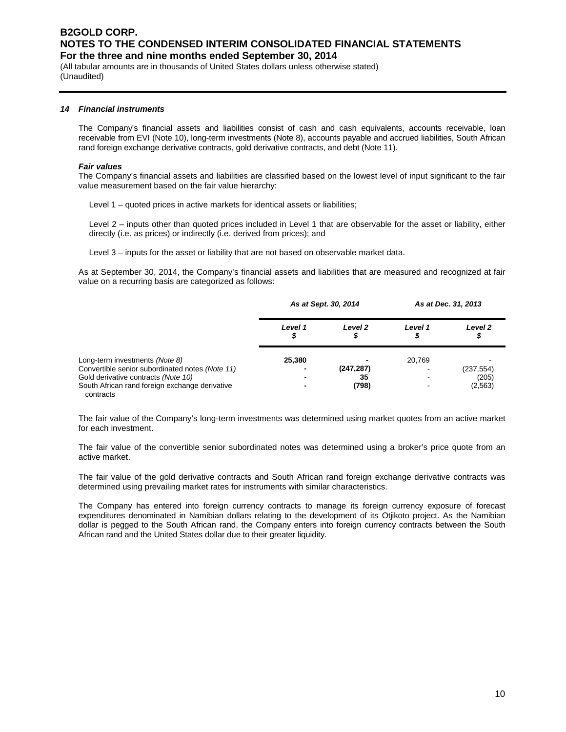### 14 Financial instruments

The Company's financial assets and liabilities consist of cash and cash equivalents, accounts receivable, loan receivable from EVI (Note 10), long-term investments (Note 8), accounts payable and accrued liabilities, South African rand foreign exchange derivative contracts, gold derivative contracts, and debt (Note 11).

#### *Fair values*

The Company's financial assets and liabilities are classified based on the lowest level of input significant to the fair value measurement based on the fair value hierarchy:

Level 1 – quoted prices in active markets for identical assets or liabilities;

Level 2 – inputs other than quoted prices included in Level 1 that are observable for the asset or liability, either directly (i.e. as prices) or indirectly (i.e. derived from prices); and

Level 3 – inputs for the asset or liability that are not based on observable market data.

As at September 30, 2014, the Company's financial assets and liabilities that are measured and recognized at fair value on a recurring basis are categorized as follows:

| | *As at Sept. 30, 2014* | | *As at Dec. 31, 2013* | |
|---|---|---|---|---|
| | *Level 1* $ | *Level 2* $ | *Level 1* $ | *Level 2* $ |
| Long-term investments *(Note 8)* | **25,380** | **-** | 20,769 | - |
| Convertible senior subordinated notes *(Note 11)* | **-** | **(247,287)** | - | (237,554) |
| Gold derivative contracts *(Note 10)* | **-** | **35** | - | (205) |
| South African rand foreign exchange derivative contracts | **-** | **(798)** | - | (2,563) |

The fair value of the Company's long-term investments was determined using market quotes from an active market for each investment.

The fair value of the convertible senior subordinated notes was determined using a broker's price quote from an active market.

The fair value of the gold derivative contracts and South African rand foreign exchange derivative contracts was determined using prevailing market rates for instruments with similar characteristics.

The Company has entered into foreign currency contracts to manage its foreign currency exposure of forecast expenditures denominated in Namibian dollars relating to the development of its Otjikoto project. As the Namibian dollar is pegged to the South African rand, the Company enters into foreign currency contracts between the South African rand and the United States dollar due to their greater liquidity.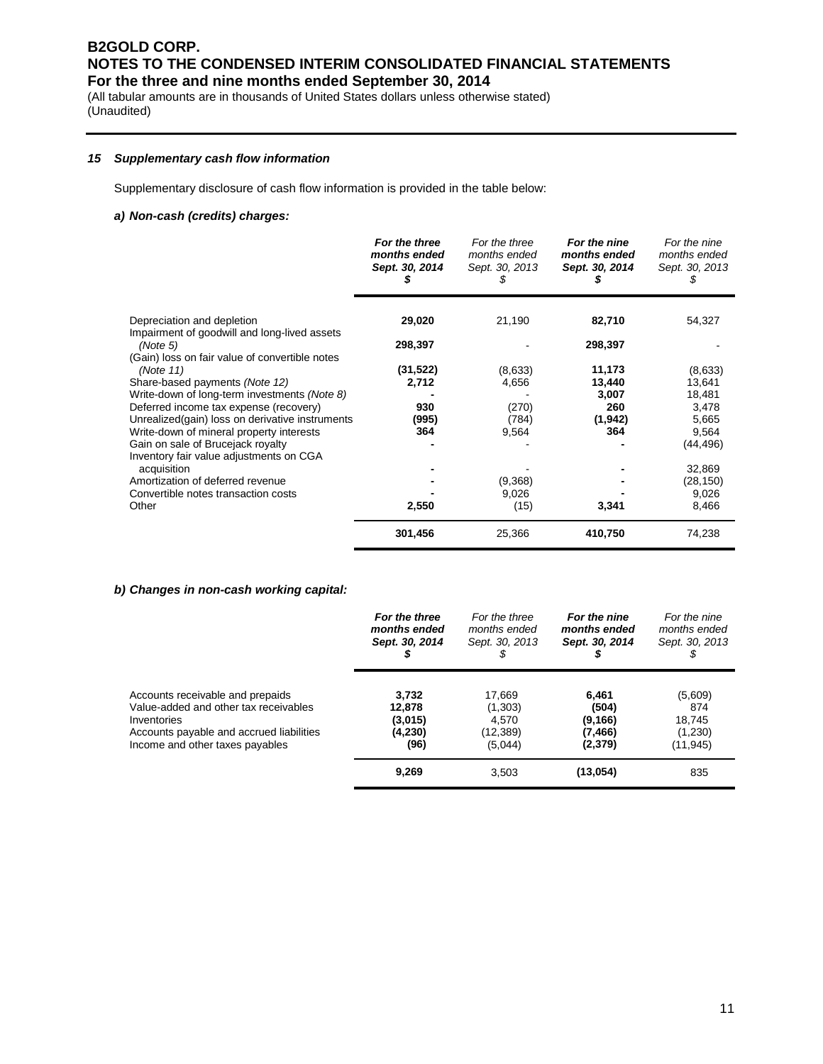# B2GOLD CORP.
# NOTES TO THE CONDENSED INTERIM CONSOLIDATED FINANCIAL STATEMENTS
## For the three and nine months ended September 30, 2014

(All tabular amounts are in thousands of United States dollars unless otherwise stated)
(Unaudited)

### *15 Supplementary cash flow information*

Supplementary disclosure of cash flow information is provided in the table below:

#### *a) Non-cash (credits) charges:*

| | ***For the three months ended Sept. 30, 2014 $*** | *For the three months ended Sept. 30, 2013 $* | ***For the nine months ended Sept. 30, 2014 $*** | *For the nine months ended Sept. 30, 2013 $* |
|---|---|---|---|---|
| Depreciation and depletion | **29,020** | 21,190 | **82,710** | 54,327 |
| Impairment of goodwill and long-lived assets *(Note 5)* | **298,397** | - | **298,397** | - |
| (Gain) loss on fair value of convertible notes *(Note 11)* | **(31,522)** | (8,633) | **11,173** | (8,633) |
| Share-based payments *(Note 12)* | **2,712** | 4,656 | **13,440** | 13,641 |
| Write-down of long-term investments *(Note 8)* | **-** | - | **3,007** | 18,481 |
| Deferred income tax expense (recovery) | **930** | (270) | **260** | 3,478 |
| Unrealized(gain) loss on derivative instruments | **(995)** | (784) | **(1,942)** | 5,665 |
| Write-down of mineral property interests | **364** | 9,564 | **364** | 9,564 |
| Gain on sale of Brucejack royalty | **-** | - | **-** | (44,496) |
| Inventory fair value adjustments on CGA acquisition | **-** | - | **-** | 32,869 |
| Amortization of deferred revenue | **-** | (9,368) | **-** | (28,150) |
| Convertible notes transaction costs | **-** | 9,026 | **-** | 9,026 |
| Other | **2,550** | (15) | **3,341** | 8,466 |
| | **301,456** | 25,366 | **410,750** | 74,238 |

#### *b) Changes in non-cash working capital:*

| | ***For the three months ended Sept. 30, 2014 $*** | *For the three months ended Sept. 30, 2013 $* | ***For the nine months ended Sept. 30, 2014 $*** | *For the nine months ended Sept. 30, 2013 $* |
|---|---|---|---|---|
| Accounts receivable and prepaids | **3,732** | 17,669 | **6,461** | (5,609) |
| Value-added and other tax receivables | **12,878** | (1,303) | **(504)** | 874 |
| Inventories | **(3,015)** | 4,570 | **(9,166)** | 18,745 |
| Accounts payable and accrued liabilities | **(4,230)** | (12,389) | **(7,466)** | (1,230) |
| Income and other taxes payables | **(96)** | (5,044) | **(2,379)** | (11,945) |
| | **9,269** | 3,503 | **(13,054)** | 835 |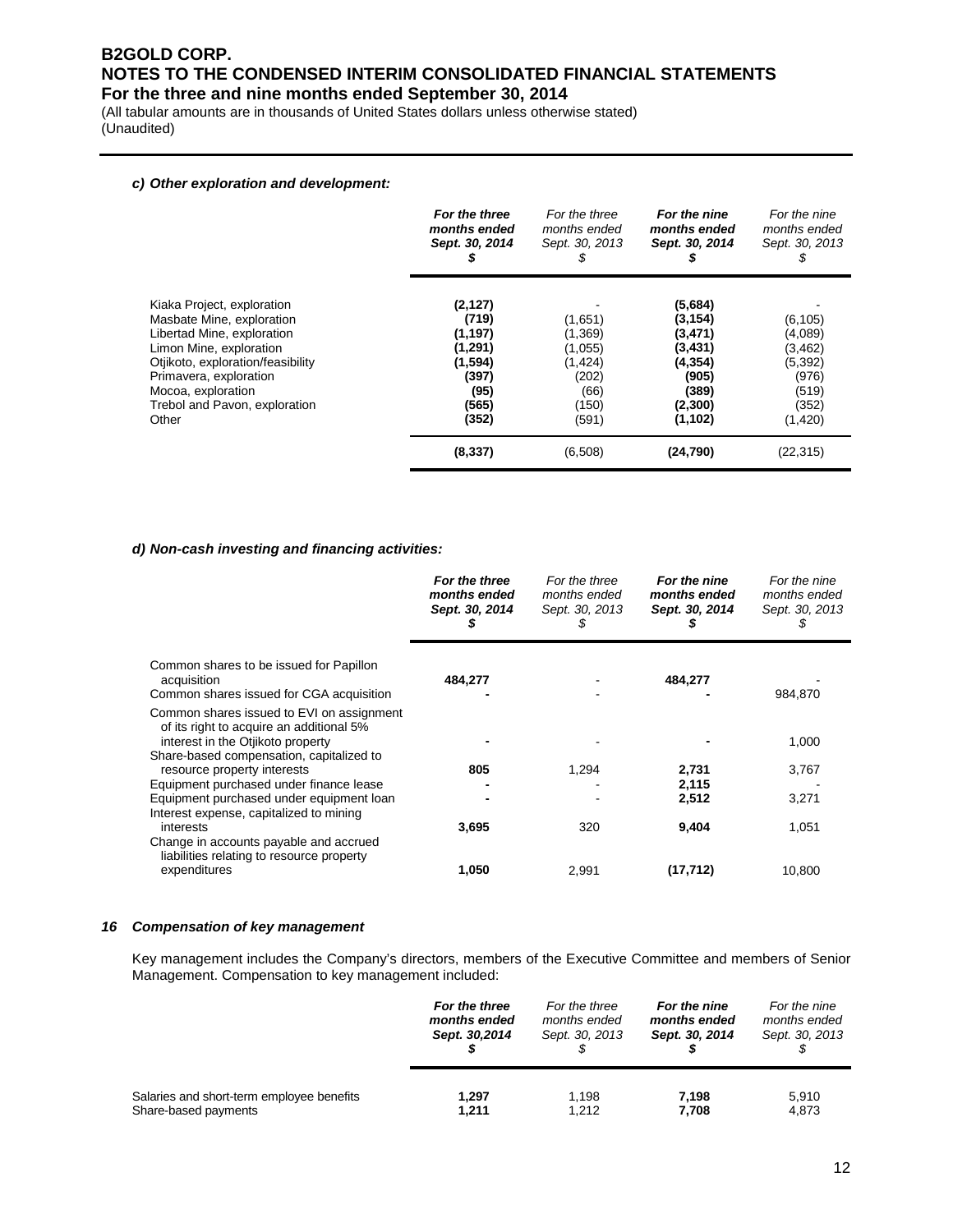#### *c) Other exploration and development:*

| | ***For the three months ended Sept. 30, 2014 \$*** | *For the three months ended Sept. 30, 2013 \$* | ***For the nine months ended Sept. 30, 2014 \$*** | *For the nine months ended Sept. 30, 2013 \$* |
|---|---|---|---|---|
| Kiaka Project, exploration | **(2,127)** | - | **(5,684)** | - |
| Masbate Mine, exploration | **(719)** | (1,651) | **(3,154)** | (6,105) |
| Libertad Mine, exploration | **(1,197)** | (1,369) | **(3,471)** | (4,089) |
| Limon Mine, exploration | **(1,291)** | (1,055) | **(3,431)** | (3,462) |
| Otjikoto, exploration/feasibility | **(1,594)** | (1,424) | **(4,354)** | (5,392) |
| Primavera, exploration | **(397)** | (202) | **(905)** | (976) |
| Mocoa, exploration | **(95)** | (66) | **(389)** | (519) |
| Trebol and Pavon, exploration | **(565)** | (150) | **(2,300)** | (352) |
| Other | **(352)** | (591) | **(1,102)** | (1,420) |
| | **(8,337)** | (6,508) | **(24,790)** | (22,315) |

#### *d) Non-cash investing and financing activities:*

| | ***For the three months ended Sept. 30, 2014 \$*** | *For the three months ended Sept. 30, 2013 \$* | ***For the nine months ended Sept. 30, 2014 \$*** | *For the nine months ended Sept. 30, 2013 \$* |
|---|---|---|---|---|
| Common shares to be issued for Papillon acquisition | **484,277** | - | **484,277** | - |
| Common shares issued for CGA acquisition | **-** | - | **-** | 984,870 |
| Common shares issued to EVI on assignment of its right to acquire an additional 5% interest in the Otjikoto property | **-** | - | **-** | 1,000 |
| Share-based compensation, capitalized to resource property interests | **805** | 1,294 | **2,731** | 3,767 |
| Equipment purchased under finance lease | **-** | - | **2,115** | - |
| Equipment purchased under equipment loan | **-** | - | **2,512** | 3,271 |
| Interest expense, capitalized to mining interests | **3,695** | 320 | **9,404** | 1,051 |
| Change in accounts payable and accrued liabilities relating to resource property expenditures | **1,050** | 2,991 | **(17,712)** | 10,800 |

### *16 Compensation of key management*

Key management includes the Company's directors, members of the Executive Committee and members of Senior Management. Compensation to key management included:

| | ***For the three months ended Sept. 30,2014 \$*** | *For the three months ended Sept. 30, 2013 \$* | ***For the nine months ended Sept. 30, 2014 \$*** | *For the nine months ended Sept. 30, 2013 \$* |
|---|---|---|---|---|
| Salaries and short-term employee benefits | **1,297** | 1,198 | **7,198** | 5,910 |
| Share-based payments | **1,211** | 1,212 | **7,708** | 4,873 |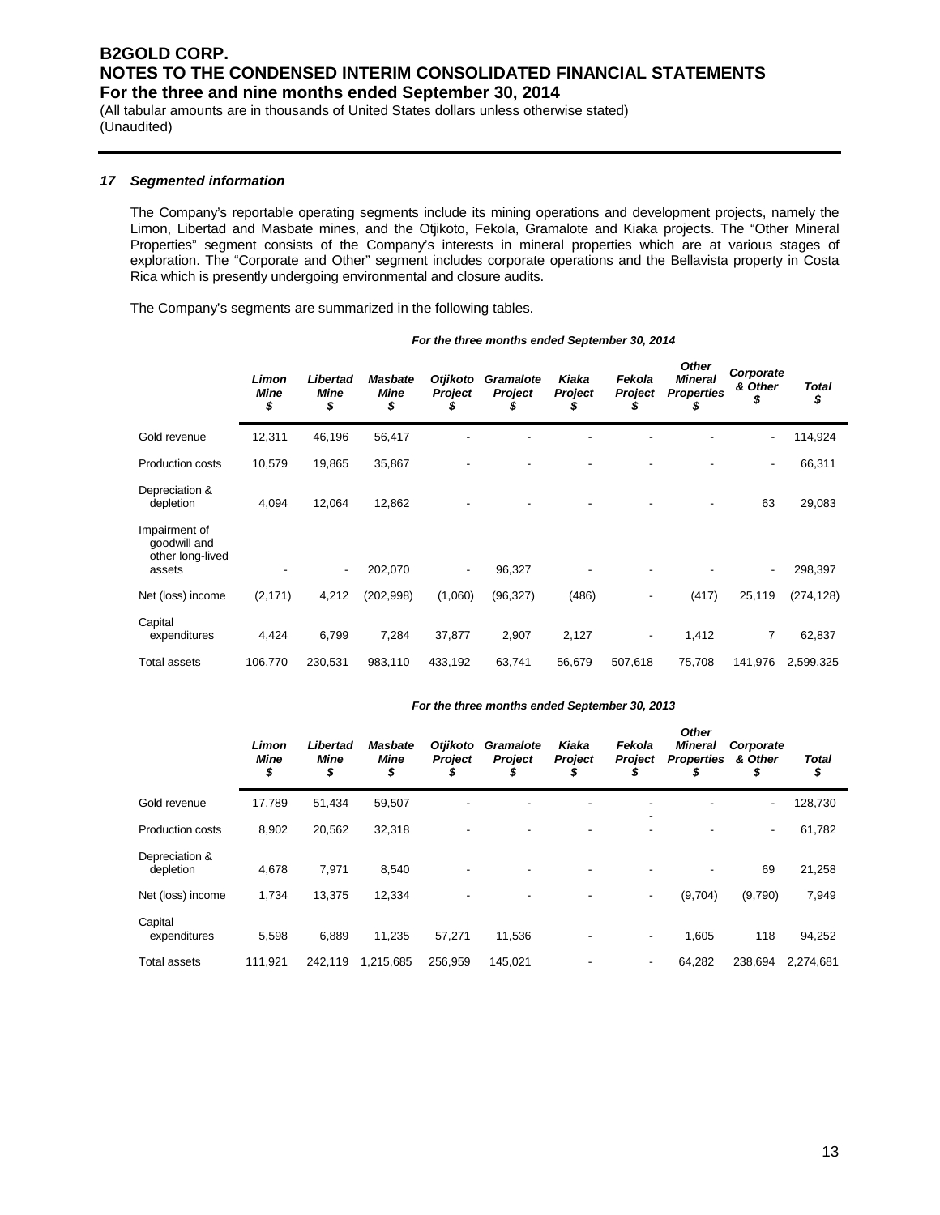## 17 Segmented information

The Company's reportable operating segments include its mining operations and development projects, namely the Limon, Libertad and Masbate mines, and the Otjikoto, Fekola, Gramalote and Kiaka projects. The "Other Mineral Properties" segment consists of the Company's interests in mineral properties which are at various stages of exploration. The "Corporate and Other" segment includes corporate operations and the Bellavista property in Costa Rica which is presently undergoing environmental and closure audits.

The Company's segments are summarized in the following tables.

***For the three months ended September 30, 2014***

| | *Limon Mine $* | *Libertad Mine $* | *Masbate Mine $* | *Otjikoto Project $* | *Gramalote Project $* | *Kiaka Project $* | *Fekola Project $* | *Other Mineral Properties $* | *Corporate & Other $* | *Total $* |
|---|---|---|---|---|---|---|---|---|---|---|
| Gold revenue | 12,311 | 46,196 | 56,417 | - | - | - | - | - | - | 114,924 |
| Production costs | 10,579 | 19,865 | 35,867 | - | - | - | - | - | - | 66,311 |
| Depreciation & depletion | 4,094 | 12,064 | 12,862 | - | - | - | - | - | 63 | 29,083 |
| Impairment of goodwill and other long-lived assets | - | - | 202,070 | - | 96,327 | - | - | - | - | 298,397 |
| Net (loss) income | (2,171) | 4,212 | (202,998) | (1,060) | (96,327) | (486) | - | (417) | 25,119 | (274,128) |
| Capital expenditures | 4,424 | 6,799 | 7,284 | 37,877 | 2,907 | 2,127 | - | 1,412 | 7 | 62,837 |
| Total assets | 106,770 | 230,531 | 983,110 | 433,192 | 63,741 | 56,679 | 507,618 | 75,708 | 141,976 | 2,599,325 |

***For the three months ended September 30, 2013***

| | *Limon Mine $* | *Libertad Mine $* | *Masbate Mine $* | *Otjikoto Project $* | *Gramalote Project $* | *Kiaka Project $* | *Fekola Project $* | *Other Mineral Properties $* | *Corporate & Other $* | *Total $* |
|---|---|---|---|---|---|---|---|---|---|---|
| Gold revenue | 17,789 | 51,434 | 59,507 | - | - | - | - | - | - | 128,730 |
| Production costs | 8,902 | 20,562 | 32,318 | - | - | - | - | - | - | 61,782 |
| Depreciation & depletion | 4,678 | 7,971 | 8,540 | - | - | - | - | - | 69 | 21,258 |
| Net (loss) income | 1,734 | 13,375 | 12,334 | - | - | - | - | (9,704) | (9,790) | 7,949 |
| Capital expenditures | 5,598 | 6,889 | 11,235 | 57,271 | 11,536 | - | - | 1,605 | 118 | 94,252 |
| Total assets | 111,921 | 242,119 | 1,215,685 | 256,959 | 145,021 | - | - | 64,282 | 238,694 | 2,274,681 |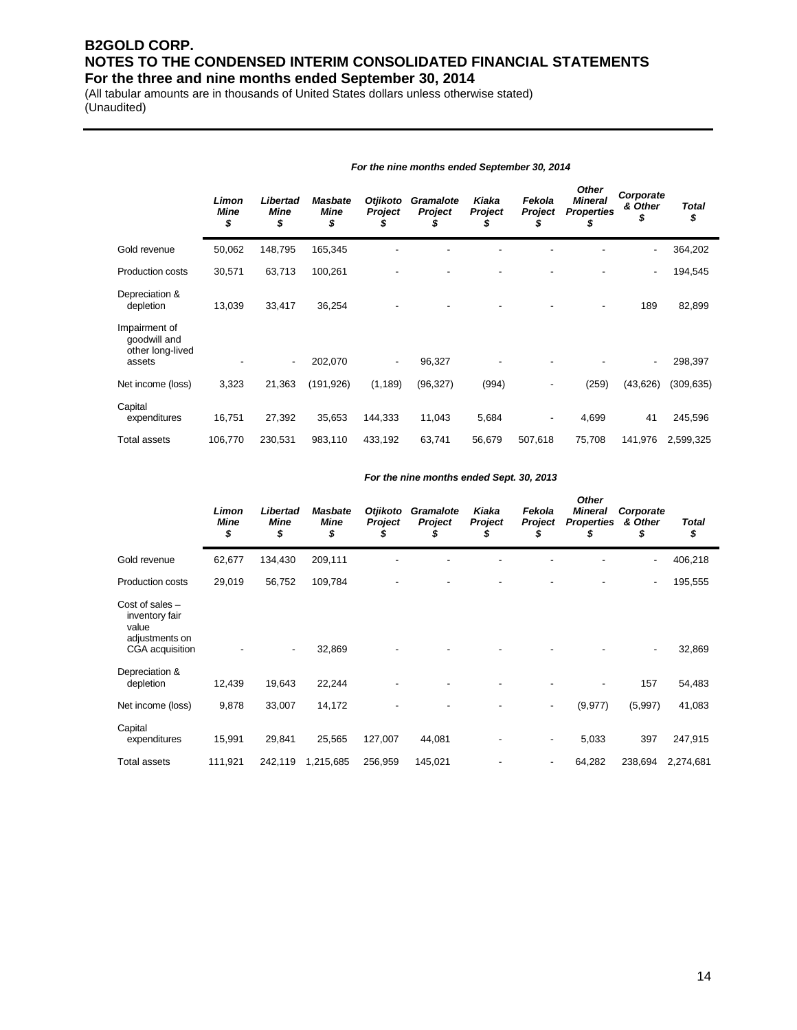# B2GOLD CORP.
# NOTES TO THE CONDENSED INTERIM CONSOLIDATED FINANCIAL STATEMENTS
## For the three and nine months ended September 30, 2014

(All tabular amounts are in thousands of United States dollars unless otherwise stated)
(Unaudited)

*For the nine months ended September 30, 2014*

| | *Limon Mine $* | *Libertad Mine $* | *Masbate Mine $* | *Otjikoto Project $* | *Gramalote Project $* | *Kiaka Project $* | *Fekola Project $* | *Other Mineral Properties $* | *Corporate & Other $* | *Total $* |
|---|---|---|---|---|---|---|---|---|---|---|
| Gold revenue | 50,062 | 148,795 | 165,345 | - | - | - | - | - | - | 364,202 |
| Production costs | 30,571 | 63,713 | 100,261 | - | - | - | - | - | - | 194,545 |
| Depreciation & depletion | 13,039 | 33,417 | 36,254 | - | - | - | - | - | 189 | 82,899 |
| Impairment of goodwill and other long-lived assets | - | - | 202,070 | - | 96,327 | - | - | - | - | 298,397 |
| Net income (loss) | 3,323 | 21,363 | (191,926) | (1,189) | (96,327) | (994) | - | (259) | (43,626) | (309,635) |
| Capital expenditures | 16,751 | 27,392 | 35,653 | 144,333 | 11,043 | 5,684 | - | 4,699 | 41 | 245,596 |
| Total assets | 106,770 | 230,531 | 983,110 | 433,192 | 63,741 | 56,679 | 507,618 | 75,708 | 141,976 | 2,599,325 |

*For the nine months ended Sept. 30, 2013*

| | *Limon Mine $* | *Libertad Mine $* | *Masbate Mine $* | *Otjikoto Project $* | *Gramalote Project $* | *Kiaka Project $* | *Fekola Project $* | *Other Mineral Properties $* | *Corporate & Other $* | *Total $* |
|---|---|---|---|---|---|---|---|---|---|---|
| Gold revenue | 62,677 | 134,430 | 209,111 | - | - | - | - | - | - | 406,218 |
| Production costs | 29,019 | 56,752 | 109,784 | - | - | - | - | - | - | 195,555 |
| Cost of sales – inventory fair value adjustments on CGA acquisition | - | - | 32,869 | - | - | - | - | - | - | 32,869 |
| Depreciation & depletion | 12,439 | 19,643 | 22,244 | - | - | - | - | - | 157 | 54,483 |
| Net income (loss) | 9,878 | 33,007 | 14,172 | - | - | - | - | (9,977) | (5,997) | 41,083 |
| Capital expenditures | 15,991 | 29,841 | 25,565 | 127,007 | 44,081 | - | - | 5,033 | 397 | 247,915 |
| Total assets | 111,921 | 242,119 | 1,215,685 | 256,959 | 145,021 | - | - | 64,282 | 238,694 | 2,274,681 |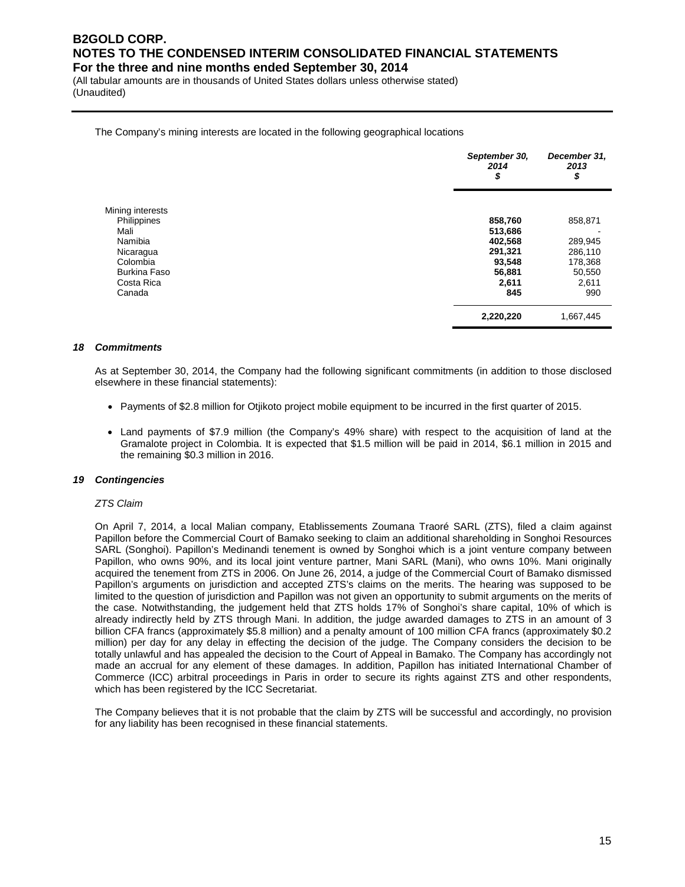The Company's mining interests are located in the following geographical locations

| | *September 30, 2014* *$* | *December 31, 2013* *$* |
|---|---|---|
| Mining interests | | |
| Philippines | **858,760** | 858,871 |
| Mali | **513,686** | - |
| Namibia | **402,568** | 289,945 |
| Nicaragua | **291,321** | 286,110 |
| Colombia | **93,548** | 178,368 |
| Burkina Faso | **56,881** | 50,550 |
| Costa Rica | **2,611** | 2,611 |
| Canada | **845** | 990 |
| | **2,220,220** | 1,667,445 |

### *18 Commitments*

As at September 30, 2014, the Company had the following significant commitments (in addition to those disclosed elsewhere in these financial statements):

- Payments of $2.8 million for Otjikoto project mobile equipment to be incurred in the first quarter of 2015.
- Land payments of $7.9 million (the Company's 49% share) with respect to the acquisition of land at the Gramalote project in Colombia. It is expected that $1.5 million will be paid in 2014, $6.1 million in 2015 and the remaining $0.3 million in 2016.

### *19 Contingencies*

*ZTS Claim*

On April 7, 2014, a local Malian company, Etablissements Zoumana Traoré SARL (ZTS), filed a claim against Papillon before the Commercial Court of Bamako seeking to claim an additional shareholding in Songhoi Resources SARL (Songhoi). Papillon's Medinandi tenement is owned by Songhoi which is a joint venture company between Papillon, who owns 90%, and its local joint venture partner, Mani SARL (Mani), who owns 10%. Mani originally acquired the tenement from ZTS in 2006. On June 26, 2014, a judge of the Commercial Court of Bamako dismissed Papillon's arguments on jurisdiction and accepted ZTS's claims on the merits. The hearing was supposed to be limited to the question of jurisdiction and Papillon was not given an opportunity to submit arguments on the merits of the case. Notwithstanding, the judgement held that ZTS holds 17% of Songhoi's share capital, 10% of which is already indirectly held by ZTS through Mani. In addition, the judge awarded damages to ZTS in an amount of 3 billion CFA francs (approximately $5.8 million) and a penalty amount of 100 million CFA francs (approximately $0.2 million) per day for any delay in effecting the decision of the judge. The Company considers the decision to be totally unlawful and has appealed the decision to the Court of Appeal in Bamako. The Company has accordingly not made an accrual for any element of these damages. In addition, Papillon has initiated International Chamber of Commerce (ICC) arbitral proceedings in Paris in order to secure its rights against ZTS and other respondents, which has been registered by the ICC Secretariat.

The Company believes that it is not probable that the claim by ZTS will be successful and accordingly, no provision for any liability has been recognised in these financial statements.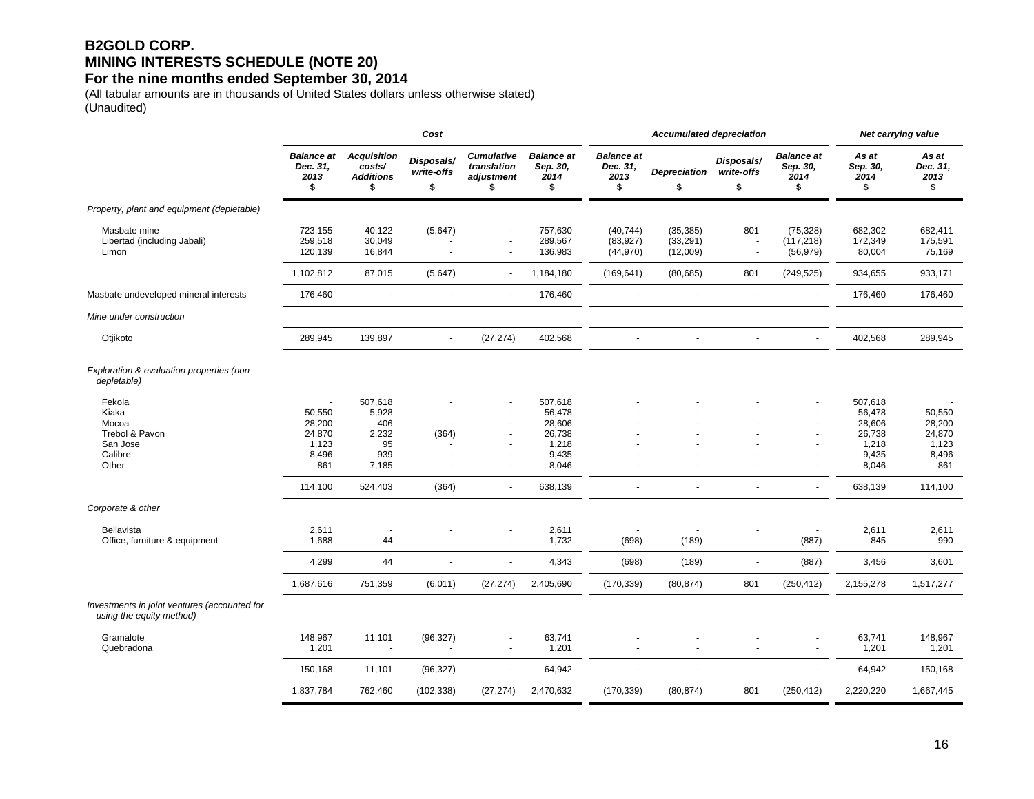# B2GOLD CORP.
# MINING INTERESTS SCHEDULE (NOTE 20)
## For the nine months ended September 30, 2014

(All tabular amounts are in thousands of United States dollars unless otherwise stated)
(Unaudited)

| | *Cost* | | | | | *Accumulated depreciation* | | | | *Net carrying value* | |
|---|---|---|---|---|---|---|---|---|---|---|---|
| | ***Balance at Dec. 31, 2013*** **$** | ***Acquisition costs/ Additions*** **$** | ***Disposals/ write-offs*** **$** | ***Cumulative translation adjustment*** **$** | ***Balance at Sep. 30, 2014*** **$** | ***Balance at Dec. 31, 2013*** **$** | ***Depreciation*** **$** | ***Disposals/ write-offs*** **$** | ***Balance at Sep. 30, 2014*** **$** | ***As at Sep. 30, 2014*** **$** | ***As at Dec. 31, 2013*** **$** |
| *Property, plant and equipment (depletable)* | | | | | | | | | | | |
| Masbate mine | 723,155 | 40,122 | (5,647) | - | 757,630 | (40,744) | (35,385) | 801 | (75,328) | 682,302 | 682,411 |
| Libertad (including Jabali) | 259,518 | 30,049 | - | - | 289,567 | (83,927) | (33,291) | - | (117,218) | 172,349 | 175,591 |
| Limon | 120,139 | 16,844 | - | - | 136,983 | (44,970) | (12,009) | - | (56,979) | 80,004 | 75,169 |
| | 1,102,812 | 87,015 | (5,647) | - | 1,184,180 | (169,641) | (80,685) | 801 | (249,525) | 934,655 | 933,171 |
| Masbate undeveloped mineral interests | 176,460 | - | - | - | 176,460 | - | - | - | - | 176,460 | 176,460 |
| *Mine under construction* | | | | | | | | | | | |
| Otjikoto | 289,945 | 139,897 | - | (27,274) | 402,568 | - | - | - | - | 402,568 | 289,945 |
| *Exploration & evaluation properties (non-depletable)* | | | | | | | | | | | |
| Fekola | - | 507,618 | - | - | 507,618 | - | - | - | - | 507,618 | - |
| Kiaka | 50,550 | 5,928 | - | - | 56,478 | - | - | - | - | 56,478 | 50,550 |
| Mocoa | 28,200 | 406 | - | - | 28,606 | - | - | - | - | 28,606 | 28,200 |
| Trebol & Pavon | 24,870 | 2,232 | (364) | - | 26,738 | - | - | - | - | 26,738 | 24,870 |
| San Jose | 1,123 | 95 | - | - | 1,218 | - | - | - | - | 1,218 | 1,123 |
| Calibre | 8,496 | 939 | - | - | 9,435 | - | - | - | - | 9,435 | 8,496 |
| Other | 861 | 7,185 | - | - | 8,046 | - | - | - | - | 8,046 | 861 |
| | 114,100 | 524,403 | (364) | - | 638,139 | - | - | - | - | 638,139 | 114,100 |
| *Corporate & other* | | | | | | | | | | | |
| Bellavista | 2,611 | - | - | - | 2,611 | - | - | - | - | 2,611 | 2,611 |
| Office, furniture & equipment | 1,688 | 44 | - | - | 1,732 | (698) | (189) | - | (887) | 845 | 990 |
| | 4,299 | 44 | - | - | 4,343 | (698) | (189) | - | (887) | 3,456 | 3,601 |
| | 1,687,616 | 751,359 | (6,011) | (27,274) | 2,405,690 | (170,339) | (80,874) | 801 | (250,412) | 2,155,278 | 1,517,277 |
| *Investments in joint ventures (accounted for using the equity method)* | | | | | | | | | | | |
| Gramalote | 148,967 | 11,101 | (96,327) | - | 63,741 | - | - | - | - | 63,741 | 148,967 |
| Quebradona | 1,201 | - | - | - | 1,201 | - | - | - | - | 1,201 | 1,201 |
| | 150,168 | 11,101 | (96,327) | - | 64,942 | - | - | - | - | 64,942 | 150,168 |
| | 1,837,784 | 762,460 | (102,338) | (27,274) | 2,470,632 | (170,339) | (80,874) | 801 | (250,412) | 2,220,220 | 1,667,445 |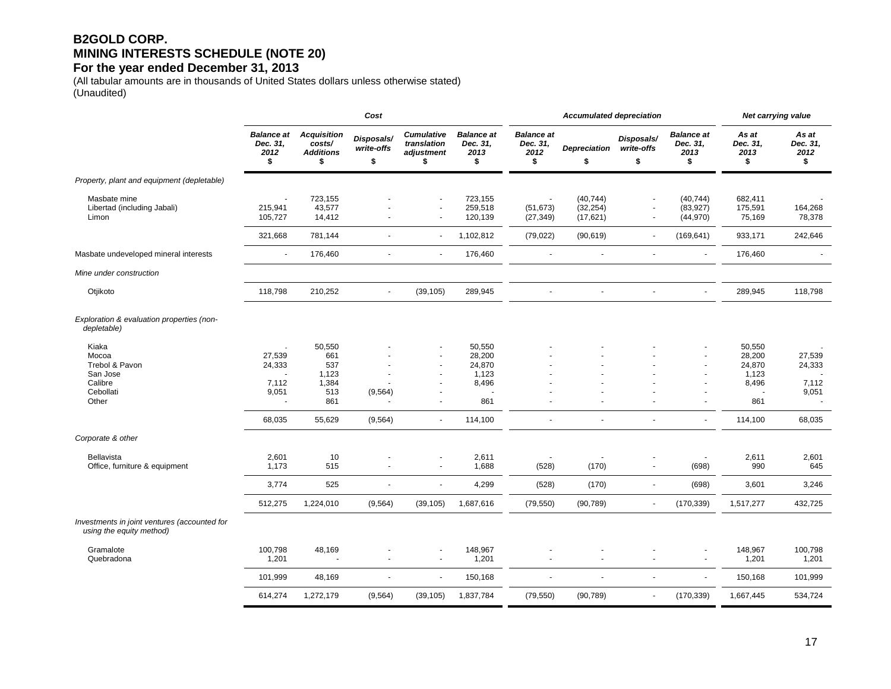# B2GOLD CORP.
# MINING INTERESTS SCHEDULE (NOTE 20)
## For the year ended December 31, 2013

(All tabular amounts are in thousands of United States dollars unless otherwise stated)
(Unaudited)

| | Cost | | | | | Accumulated depreciation | | | | Net carrying value | |
|---|---|---|---|---|---|---|---|---|---|---|---|
| | *Balance at Dec. 31, 2012* $ | *Acquisition costs/ Additions* $ | *Disposals/ write-offs* $ | *Cumulative translation adjustment* $ | *Balance at Dec. 31, 2013* $ | *Balance at Dec. 31, 2012* $ | *Depreciation* $ | *Disposals/ write-offs* $ | *Balance at Dec. 31, 2013* $ | *As at Dec. 31, 2013* $ | *As at Dec. 31, 2012* $ |
| *Property, plant and equipment (depletable)* | | | | | | | | | | | |
| Masbate mine | - | 723,155 | - | - | 723,155 | - | (40,744) | - | (40,744) | 682,411 | - |
| Libertad (including Jabali) | 215,941 | 43,577 | - | - | 259,518 | (51,673) | (32,254) | - | (83,927) | 175,591 | 164,268 |
| Limon | 105,727 | 14,412 | - | - | 120,139 | (27,349) | (17,621) | - | (44,970) | 75,169 | 78,378 |
| | 321,668 | 781,144 | - | - | 1,102,812 | (79,022) | (90,619) | - | (169,641) | 933,171 | 242,646 |
| Masbate undeveloped mineral interests | - | 176,460 | - | - | 176,460 | - | - | - | - | 176,460 | - |
| *Mine under construction* | | | | | | | | | | | |
| Otjikoto | 118,798 | 210,252 | - | (39,105) | 289,945 | - | - | - | - | 289,945 | 118,798 |
| *Exploration & evaluation properties (non-depletable)* | | | | | | | | | | | |
| Kiaka | - | 50,550 | - | - | 50,550 | - | - | - | - | 50,550 | - |
| Mocoa | 27,539 | 661 | - | - | 28,200 | - | - | - | - | 28,200 | 27,539 |
| Trebol & Pavon | 24,333 | 537 | - | - | 24,870 | - | - | - | - | 24,870 | 24,333 |
| San Jose | - | 1,123 | - | - | 1,123 | - | - | - | - | 1,123 | - |
| Calibre | 7,112 | 1,384 | - | - | 8,496 | - | - | - | - | 8,496 | 7,112 |
| Cebollati | 9,051 | 513 | (9,564) | - | - | - | - | - | - | - | 9,051 |
| Other | - | 861 | - | - | 861 | - | - | - | - | 861 | - |
| | 68,035 | 55,629 | (9,564) | - | 114,100 | - | - | - | - | 114,100 | 68,035 |
| *Corporate & other* | | | | | | | | | | | |
| Bellavista | 2,601 | 10 | - | - | 2,611 | - | - | - | - | 2,611 | 2,601 |
| Office, furniture & equipment | 1,173 | 515 | - | - | 1,688 | (528) | (170) | - | (698) | 990 | 645 |
| | 3,774 | 525 | - | - | 4,299 | (528) | (170) | - | (698) | 3,601 | 3,246 |
| | 512,275 | 1,224,010 | (9,564) | (39,105) | 1,687,616 | (79,550) | (90,789) | - | (170,339) | 1,517,277 | 432,725 |
| *Investments in joint ventures (accounted for using the equity method)* | | | | | | | | | | | |
| Gramalote | 100,798 | 48,169 | - | - | 148,967 | - | - | - | - | 148,967 | 100,798 |
| Quebradona | 1,201 | - | - | - | 1,201 | - | - | - | - | 1,201 | 1,201 |
| | 101,999 | 48,169 | - | - | 150,168 | - | - | - | - | 150,168 | 101,999 |
| | 614,274 | 1,272,179 | (9,564) | (39,105) | 1,837,784 | (79,550) | (90,789) | - | (170,339) | 1,667,445 | 534,724 |